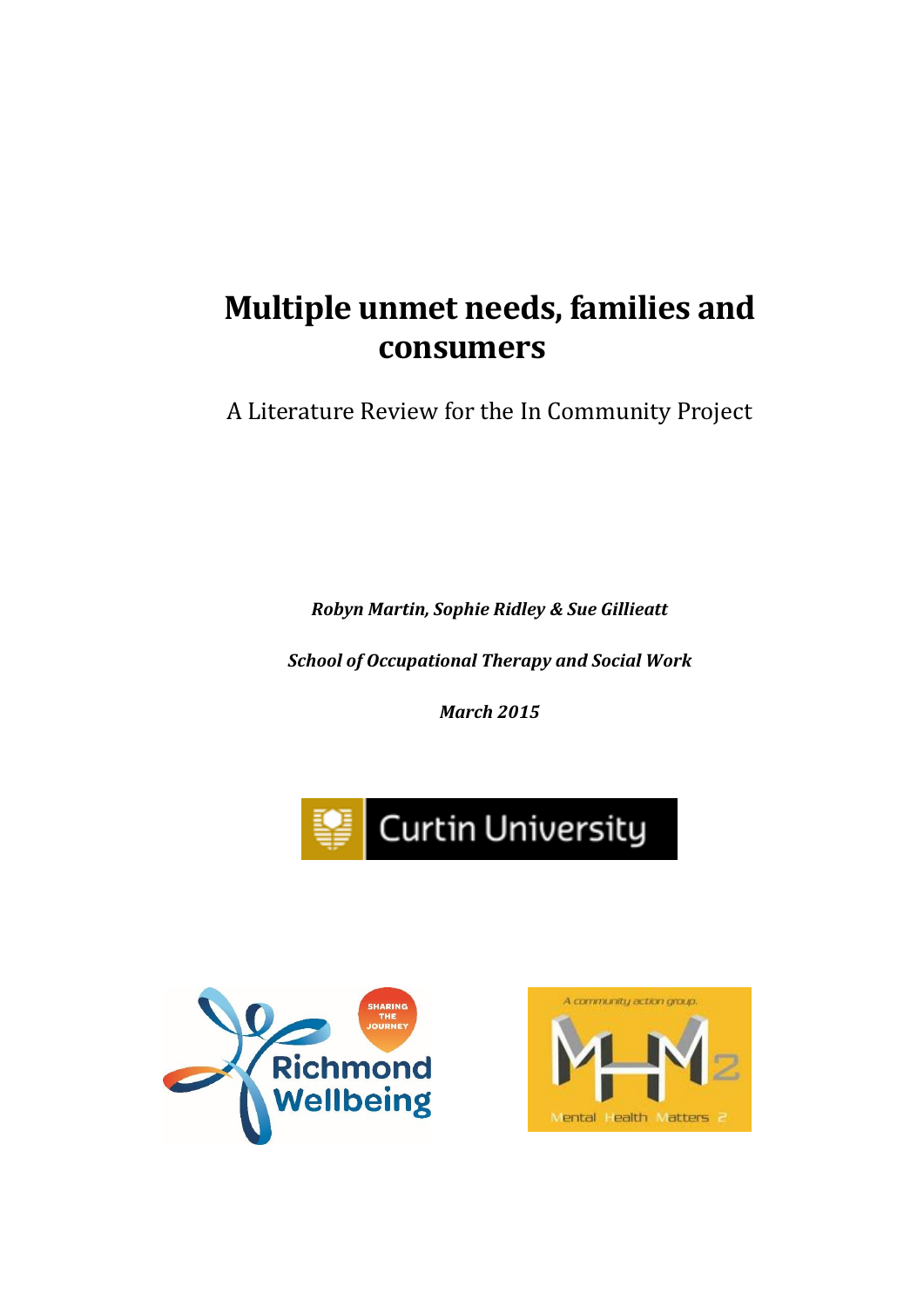# Multiple unmet needs, families and consumers

A Literature Review for the In Community Project

***Robyn Martin, Sophie Ridley & Sue Gillieatt***

***School of Occupational Therapy and Social Work***

***March 2015***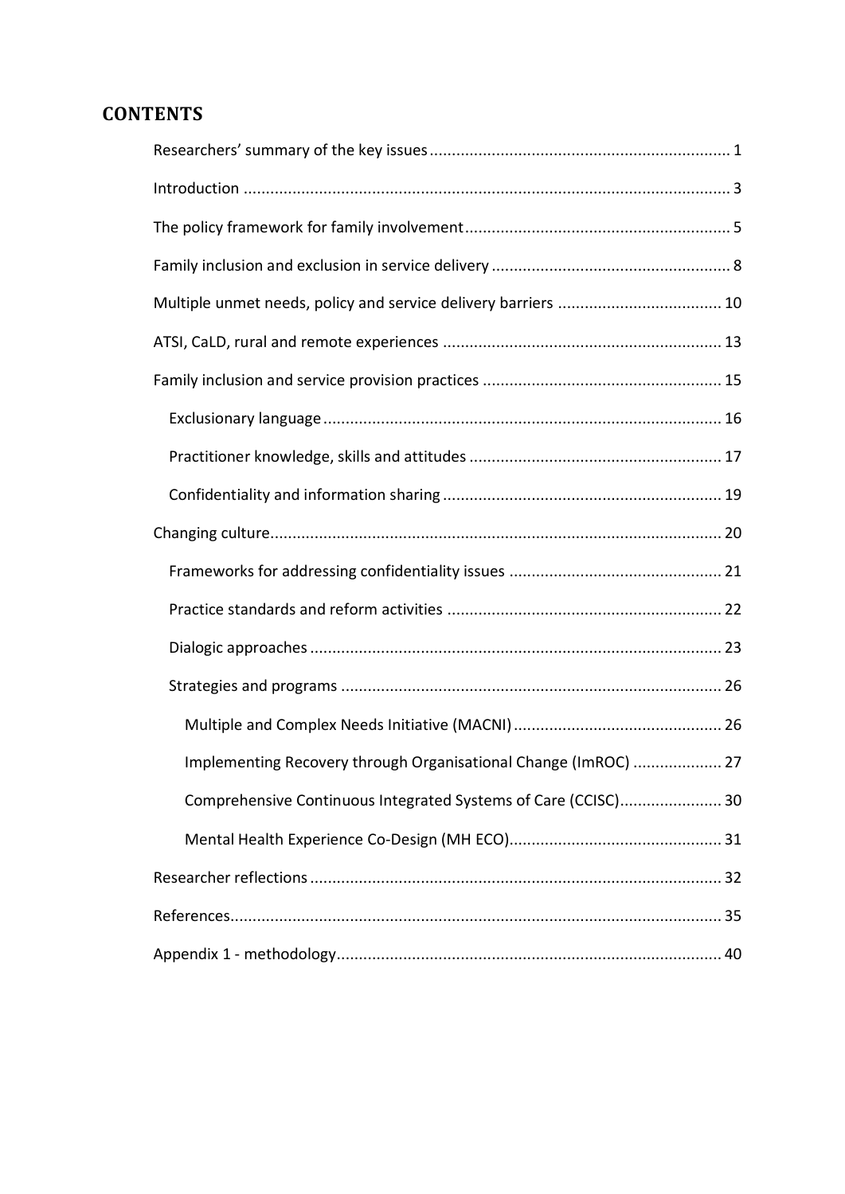## CONTENTS

- Researchers' summary of the key issues ........ 1
- Introduction ........ 3
- The policy framework for family involvement ........ 5
- Family inclusion and exclusion in service delivery ........ 8
- Multiple unmet needs, policy and service delivery barriers ........ 10
- ATSI, CaLD, rural and remote experiences ........ 13
- Family inclusion and service provision practices ........ 15
  - Exclusionary language ........ 16
  - Practitioner knowledge, skills and attitudes ........ 17
  - Confidentiality and information sharing ........ 19
- Changing culture ........ 20
  - Frameworks for addressing confidentiality issues ........ 21
  - Practice standards and reform activities ........ 22
  - Dialogic approaches ........ 23
  - Strategies and programs ........ 26
    - Multiple and Complex Needs Initiative (MACNI) ........ 26
    - Implementing Recovery through Organisational Change (ImROC) ........ 27
    - Comprehensive Continuous Integrated Systems of Care (CCISC) ........ 30
    - Mental Health Experience Co-Design (MH ECO) ........ 31
- Researcher reflections ........ 32
- References ........ 35
- Appendix 1 - methodology ........ 40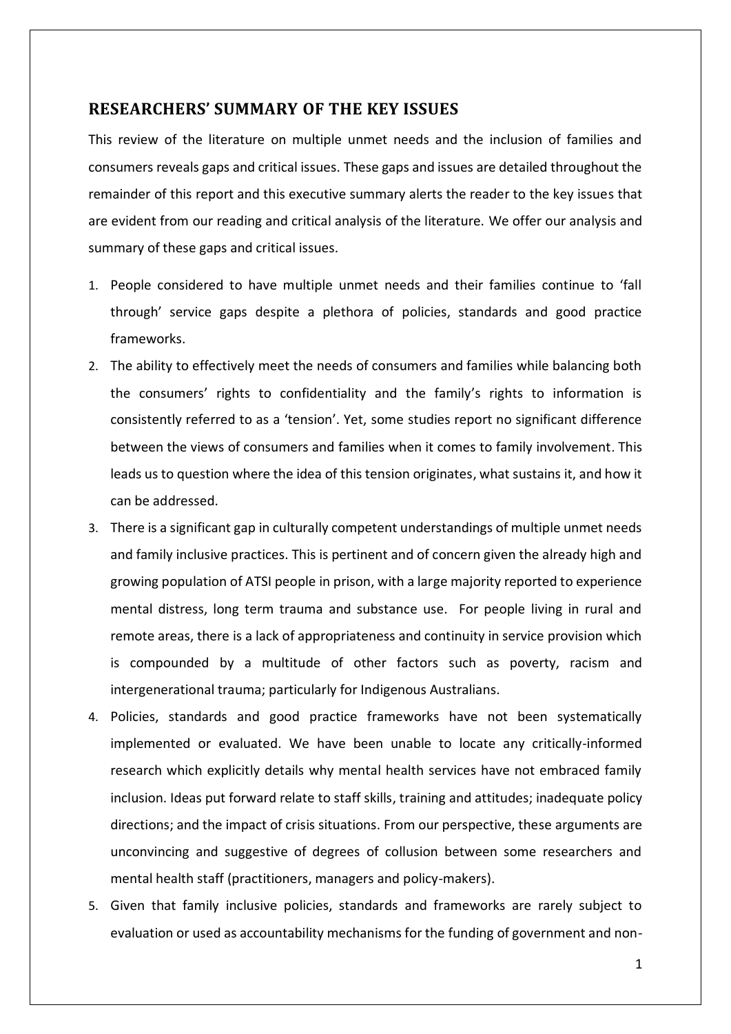## RESEARCHERS' SUMMARY OF THE KEY ISSUES

This review of the literature on multiple unmet needs and the inclusion of families and consumers reveals gaps and critical issues. These gaps and issues are detailed throughout the remainder of this report and this executive summary alerts the reader to the key issues that are evident from our reading and critical analysis of the literature. We offer our analysis and summary of these gaps and critical issues.

1. People considered to have multiple unmet needs and their families continue to 'fall through' service gaps despite a plethora of policies, standards and good practice frameworks.
2. The ability to effectively meet the needs of consumers and families while balancing both the consumers' rights to confidentiality and the family's rights to information is consistently referred to as a 'tension'. Yet, some studies report no significant difference between the views of consumers and families when it comes to family involvement. This leads us to question where the idea of this tension originates, what sustains it, and how it can be addressed.
3. There is a significant gap in culturally competent understandings of multiple unmet needs and family inclusive practices. This is pertinent and of concern given the already high and growing population of ATSI people in prison, with a large majority reported to experience mental distress, long term trauma and substance use. For people living in rural and remote areas, there is a lack of appropriateness and continuity in service provision which is compounded by a multitude of other factors such as poverty, racism and intergenerational trauma; particularly for Indigenous Australians.
4. Policies, standards and good practice frameworks have not been systematically implemented or evaluated. We have been unable to locate any critically-informed research which explicitly details why mental health services have not embraced family inclusion. Ideas put forward relate to staff skills, training and attitudes; inadequate policy directions; and the impact of crisis situations. From our perspective, these arguments are unconvincing and suggestive of degrees of collusion between some researchers and mental health staff (practitioners, managers and policy-makers).
5. Given that family inclusive policies, standards and frameworks are rarely subject to evaluation or used as accountability mechanisms for the funding of government and non-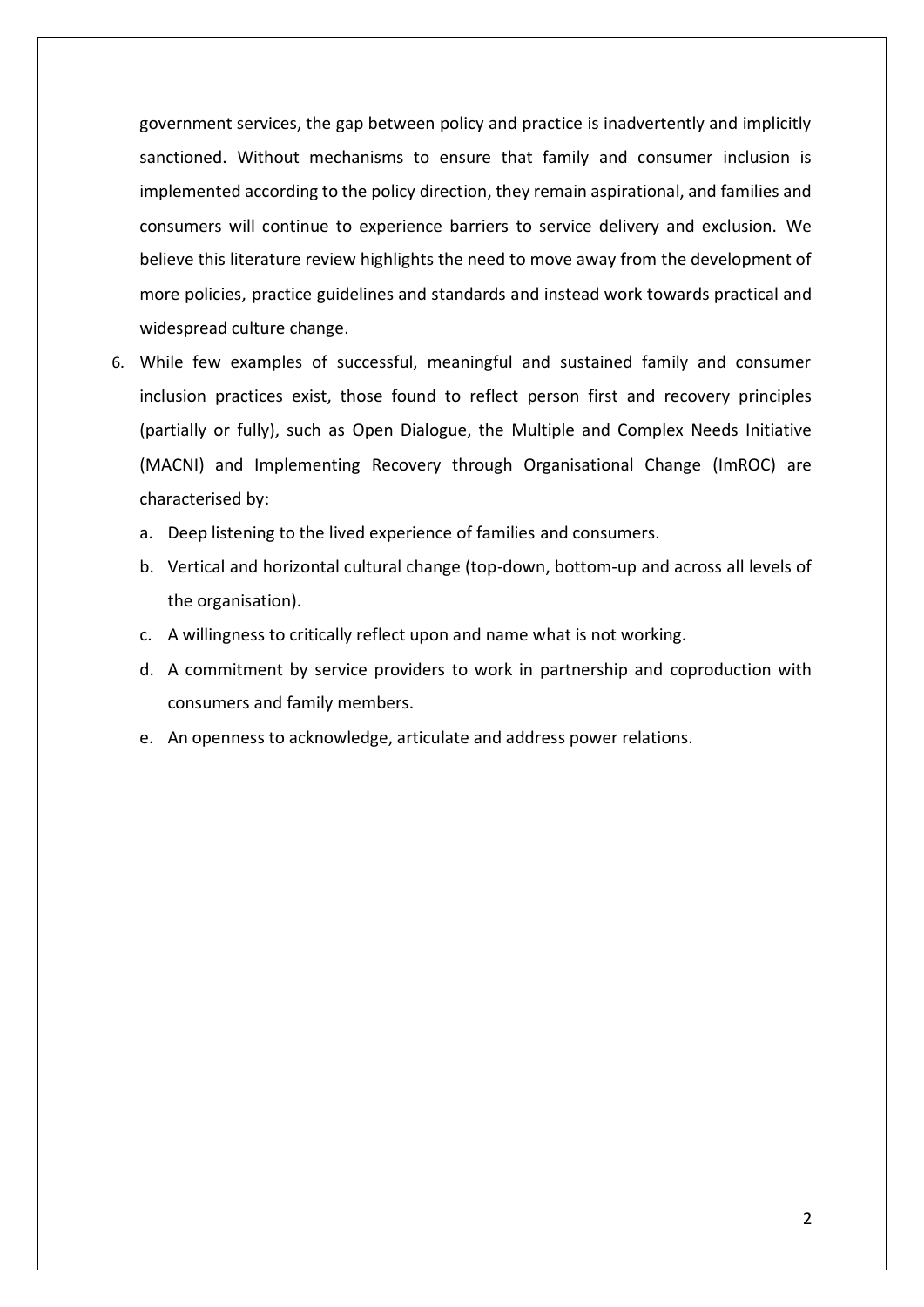government services, the gap between policy and practice is inadvertently and implicitly sanctioned. Without mechanisms to ensure that family and consumer inclusion is implemented according to the policy direction, they remain aspirational, and families and consumers will continue to experience barriers to service delivery and exclusion. We believe this literature review highlights the need to move away from the development of more policies, practice guidelines and standards and instead work towards practical and widespread culture change.

6. While few examples of successful, meaningful and sustained family and consumer inclusion practices exist, those found to reflect person first and recovery principles (partially or fully), such as Open Dialogue, the Multiple and Complex Needs Initiative (MACNI) and Implementing Recovery through Organisational Change (ImROC) are characterised by:
   a. Deep listening to the lived experience of families and consumers.
   b. Vertical and horizontal cultural change (top-down, bottom-up and across all levels of the organisation).
   c. A willingness to critically reflect upon and name what is not working.
   d. A commitment by service providers to work in partnership and coproduction with consumers and family members.
   e. An openness to acknowledge, articulate and address power relations.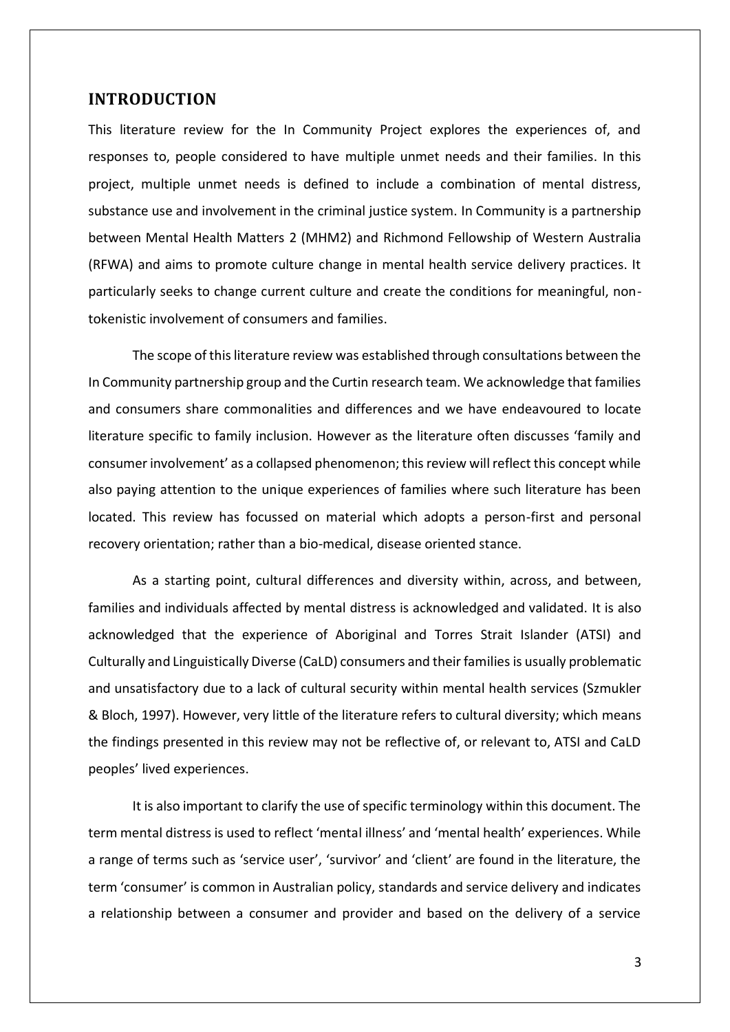## INTRODUCTION

This literature review for the In Community Project explores the experiences of, and responses to, people considered to have multiple unmet needs and their families. In this project, multiple unmet needs is defined to include a combination of mental distress, substance use and involvement in the criminal justice system. In Community is a partnership between Mental Health Matters 2 (MHM2) and Richmond Fellowship of Western Australia (RFWA) and aims to promote culture change in mental health service delivery practices. It particularly seeks to change current culture and create the conditions for meaningful, non-tokenistic involvement of consumers and families.

The scope of this literature review was established through consultations between the In Community partnership group and the Curtin research team. We acknowledge that families and consumers share commonalities and differences and we have endeavoured to locate literature specific to family inclusion. However as the literature often discusses 'family and consumer involvement' as a collapsed phenomenon; this review will reflect this concept while also paying attention to the unique experiences of families where such literature has been located. This review has focussed on material which adopts a person-first and personal recovery orientation; rather than a bio-medical, disease oriented stance.

As a starting point, cultural differences and diversity within, across, and between, families and individuals affected by mental distress is acknowledged and validated. It is also acknowledged that the experience of Aboriginal and Torres Strait Islander (ATSI) and Culturally and Linguistically Diverse (CaLD) consumers and their families is usually problematic and unsatisfactory due to a lack of cultural security within mental health services (Szmukler & Bloch, 1997). However, very little of the literature refers to cultural diversity; which means the findings presented in this review may not be reflective of, or relevant to, ATSI and CaLD peoples' lived experiences.

It is also important to clarify the use of specific terminology within this document. The term mental distress is used to reflect 'mental illness' and 'mental health' experiences. While a range of terms such as 'service user', 'survivor' and 'client' are found in the literature, the term 'consumer' is common in Australian policy, standards and service delivery and indicates a relationship between a consumer and provider and based on the delivery of a service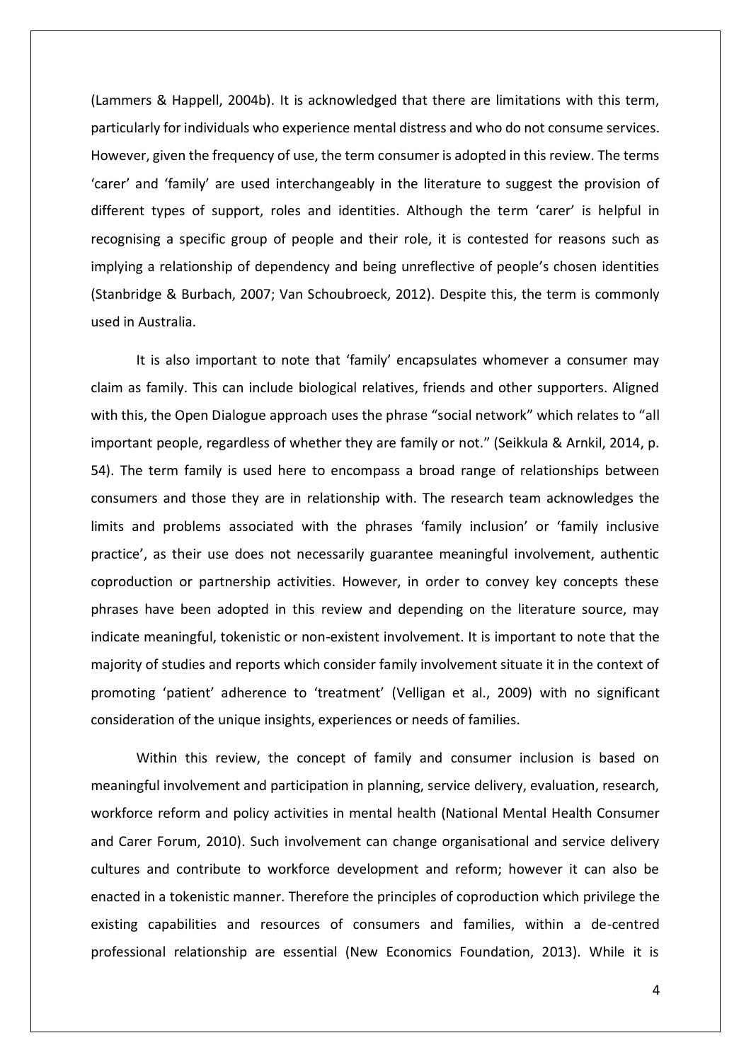(Lammers & Happell, 2004b). It is acknowledged that there are limitations with this term, particularly for individuals who experience mental distress and who do not consume services. However, given the frequency of use, the term consumer is adopted in this review. The terms 'carer' and 'family' are used interchangeably in the literature to suggest the provision of different types of support, roles and identities. Although the term 'carer' is helpful in recognising a specific group of people and their role, it is contested for reasons such as implying a relationship of dependency and being unreflective of people's chosen identities (Stanbridge & Burbach, 2007; Van Schoubroeck, 2012). Despite this, the term is commonly used in Australia.

It is also important to note that 'family' encapsulates whomever a consumer may claim as family. This can include biological relatives, friends and other supporters. Aligned with this, the Open Dialogue approach uses the phrase "social network" which relates to "all important people, regardless of whether they are family or not." (Seikkula & Arnkil, 2014, p. 54). The term family is used here to encompass a broad range of relationships between consumers and those they are in relationship with. The research team acknowledges the limits and problems associated with the phrases 'family inclusion' or 'family inclusive practice', as their use does not necessarily guarantee meaningful involvement, authentic coproduction or partnership activities. However, in order to convey key concepts these phrases have been adopted in this review and depending on the literature source, may indicate meaningful, tokenistic or non-existent involvement. It is important to note that the majority of studies and reports which consider family involvement situate it in the context of promoting 'patient' adherence to 'treatment' (Velligan et al., 2009) with no significant consideration of the unique insights, experiences or needs of families.

Within this review, the concept of family and consumer inclusion is based on meaningful involvement and participation in planning, service delivery, evaluation, research, workforce reform and policy activities in mental health (National Mental Health Consumer and Carer Forum, 2010). Such involvement can change organisational and service delivery cultures and contribute to workforce development and reform; however it can also be enacted in a tokenistic manner. Therefore the principles of coproduction which privilege the existing capabilities and resources of consumers and families, within a de-centred professional relationship are essential (New Economics Foundation, 2013). While it is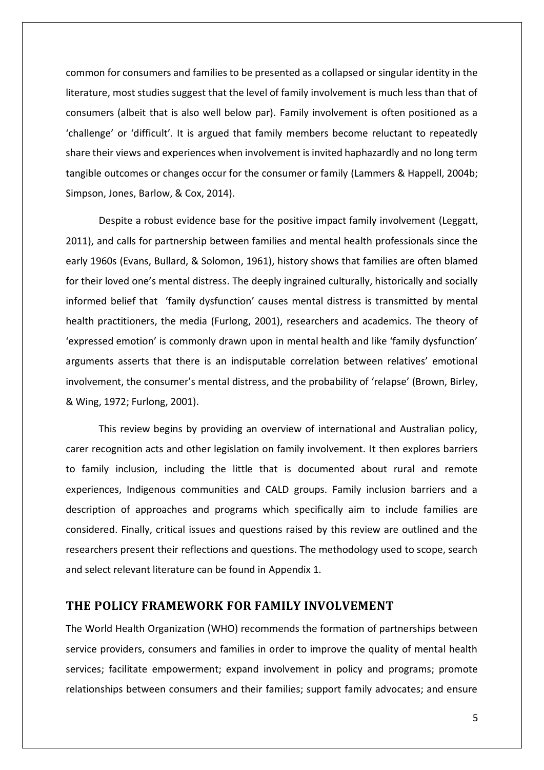common for consumers and families to be presented as a collapsed or singular identity in the literature, most studies suggest that the level of family involvement is much less than that of consumers (albeit that is also well below par). Family involvement is often positioned as a 'challenge' or 'difficult'. It is argued that family members become reluctant to repeatedly share their views and experiences when involvement is invited haphazardly and no long term tangible outcomes or changes occur for the consumer or family (Lammers & Happell, 2004b; Simpson, Jones, Barlow, & Cox, 2014).

Despite a robust evidence base for the positive impact family involvement (Leggatt, 2011), and calls for partnership between families and mental health professionals since the early 1960s (Evans, Bullard, & Solomon, 1961), history shows that families are often blamed for their loved one's mental distress. The deeply ingrained culturally, historically and socially informed belief that 'family dysfunction' causes mental distress is transmitted by mental health practitioners, the media (Furlong, 2001), researchers and academics. The theory of 'expressed emotion' is commonly drawn upon in mental health and like 'family dysfunction' arguments asserts that there is an indisputable correlation between relatives' emotional involvement, the consumer's mental distress, and the probability of 'relapse' (Brown, Birley, & Wing, 1972; Furlong, 2001).

This review begins by providing an overview of international and Australian policy, carer recognition acts and other legislation on family involvement. It then explores barriers to family inclusion, including the little that is documented about rural and remote experiences, Indigenous communities and CALD groups. Family inclusion barriers and a description of approaches and programs which specifically aim to include families are considered. Finally, critical issues and questions raised by this review are outlined and the researchers present their reflections and questions. The methodology used to scope, search and select relevant literature can be found in Appendix 1.

## THE POLICY FRAMEWORK FOR FAMILY INVOLVEMENT

The World Health Organization (WHO) recommends the formation of partnerships between service providers, consumers and families in order to improve the quality of mental health services; facilitate empowerment; expand involvement in policy and programs; promote relationships between consumers and their families; support family advocates; and ensure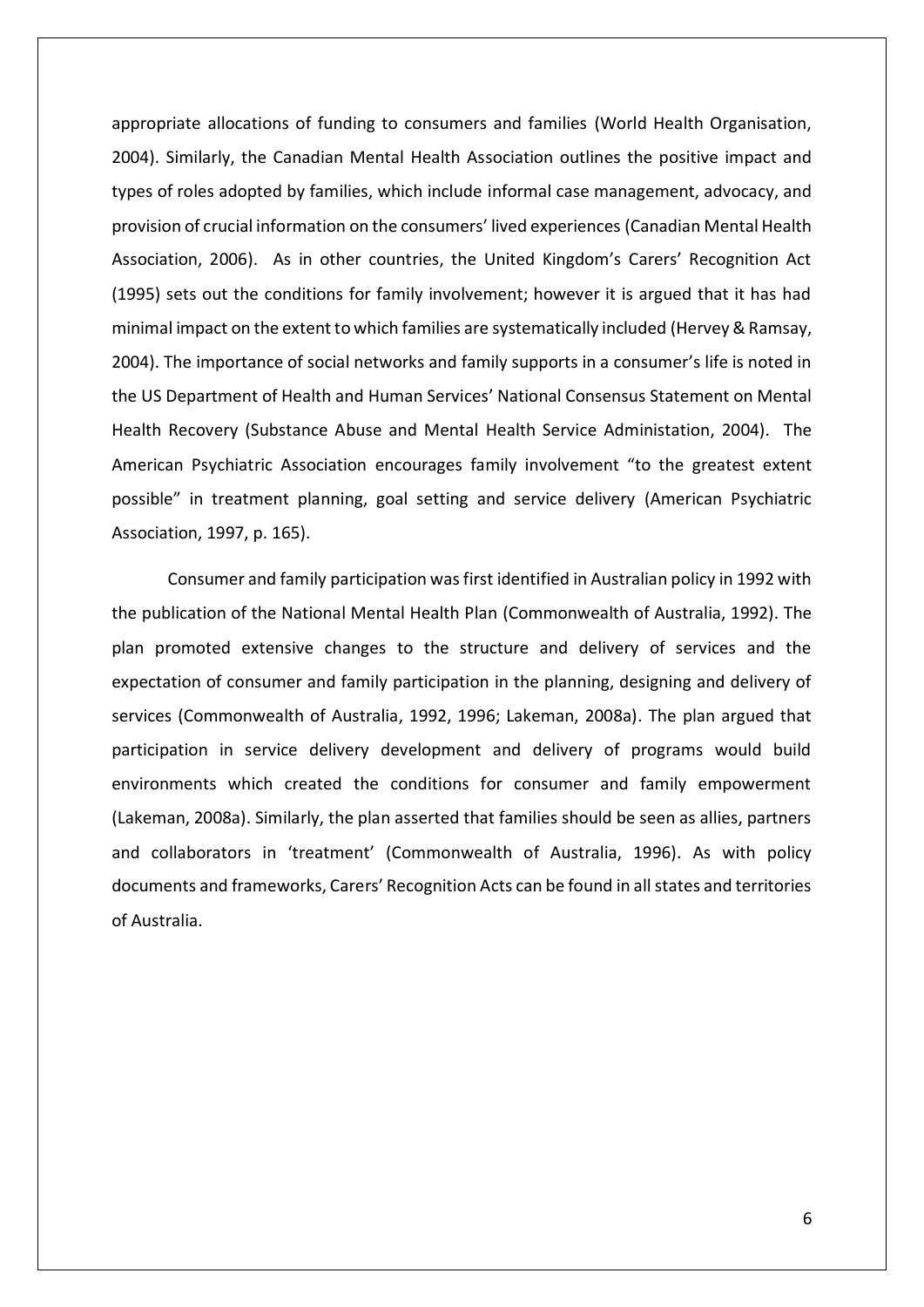appropriate allocations of funding to consumers and families (World Health Organisation, 2004). Similarly, the Canadian Mental Health Association outlines the positive impact and types of roles adopted by families, which include informal case management, advocacy, and provision of crucial information on the consumers' lived experiences (Canadian Mental Health Association, 2006). As in other countries, the United Kingdom's Carers' Recognition Act (1995) sets out the conditions for family involvement; however it is argued that it has had minimal impact on the extent to which families are systematically included (Hervey & Ramsay, 2004). The importance of social networks and family supports in a consumer's life is noted in the US Department of Health and Human Services' National Consensus Statement on Mental Health Recovery (Substance Abuse and Mental Health Service Administation, 2004). The American Psychiatric Association encourages family involvement "to the greatest extent possible" in treatment planning, goal setting and service delivery (American Psychiatric Association, 1997, p. 165).

Consumer and family participation was first identified in Australian policy in 1992 with the publication of the National Mental Health Plan (Commonwealth of Australia, 1992). The plan promoted extensive changes to the structure and delivery of services and the expectation of consumer and family participation in the planning, designing and delivery of services (Commonwealth of Australia, 1992, 1996; Lakeman, 2008a). The plan argued that participation in service delivery development and delivery of programs would build environments which created the conditions for consumer and family empowerment (Lakeman, 2008a). Similarly, the plan asserted that families should be seen as allies, partners and collaborators in 'treatment' (Commonwealth of Australia, 1996). As with policy documents and frameworks, Carers' Recognition Acts can be found in all states and territories of Australia.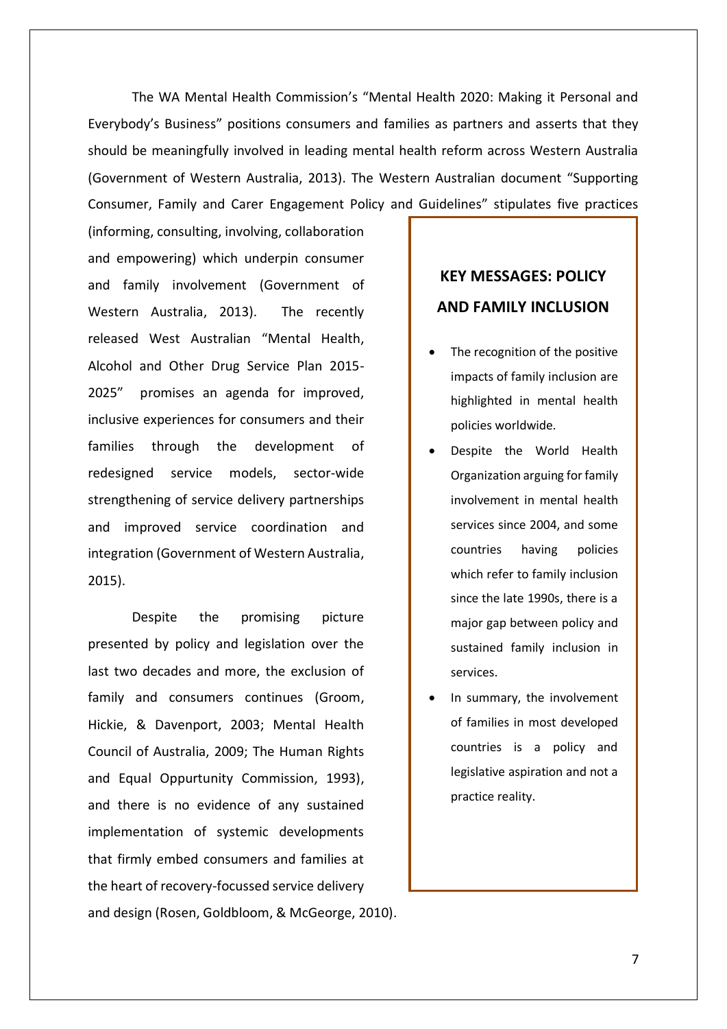The WA Mental Health Commission's "Mental Health 2020: Making it Personal and Everybody's Business" positions consumers and families as partners and asserts that they should be meaningfully involved in leading mental health reform across Western Australia (Government of Western Australia, 2013). The Western Australian document "Supporting Consumer, Family and Carer Engagement Policy and Guidelines" stipulates five practices (informing, consulting, involving, collaboration and empowering) which underpin consumer and family involvement (Government of Western Australia, 2013). The recently released West Australian "Mental Health, Alcohol and Other Drug Service Plan 2015-2025" promises an agenda for improved, inclusive experiences for consumers and their families through the development of redesigned service models, sector-wide strengthening of service delivery partnerships and improved service coordination and integration (Government of Western Australia, 2015).

Despite the promising picture presented by policy and legislation over the last two decades and more, the exclusion of family and consumers continues (Groom, Hickie, & Davenport, 2003; Mental Health Council of Australia, 2009; The Human Rights and Equal Oppurtunity Commission, 1993), and there is no evidence of any sustained implementation of systemic developments that firmly embed consumers and families at the heart of recovery-focussed service delivery and design (Rosen, Goldbloom, & McGeorge, 2010).

**KEY MESSAGES: POLICY AND FAMILY INCLUSION**

- The recognition of the positive impacts of family inclusion are highlighted in mental health policies worldwide.
- Despite the World Health Organization arguing for family involvement in mental health services since 2004, and some countries having policies which refer to family inclusion since the late 1990s, there is a major gap between policy and sustained family inclusion in services.
- In summary, the involvement of families in most developed countries is a policy and legislative aspiration and not a practice reality.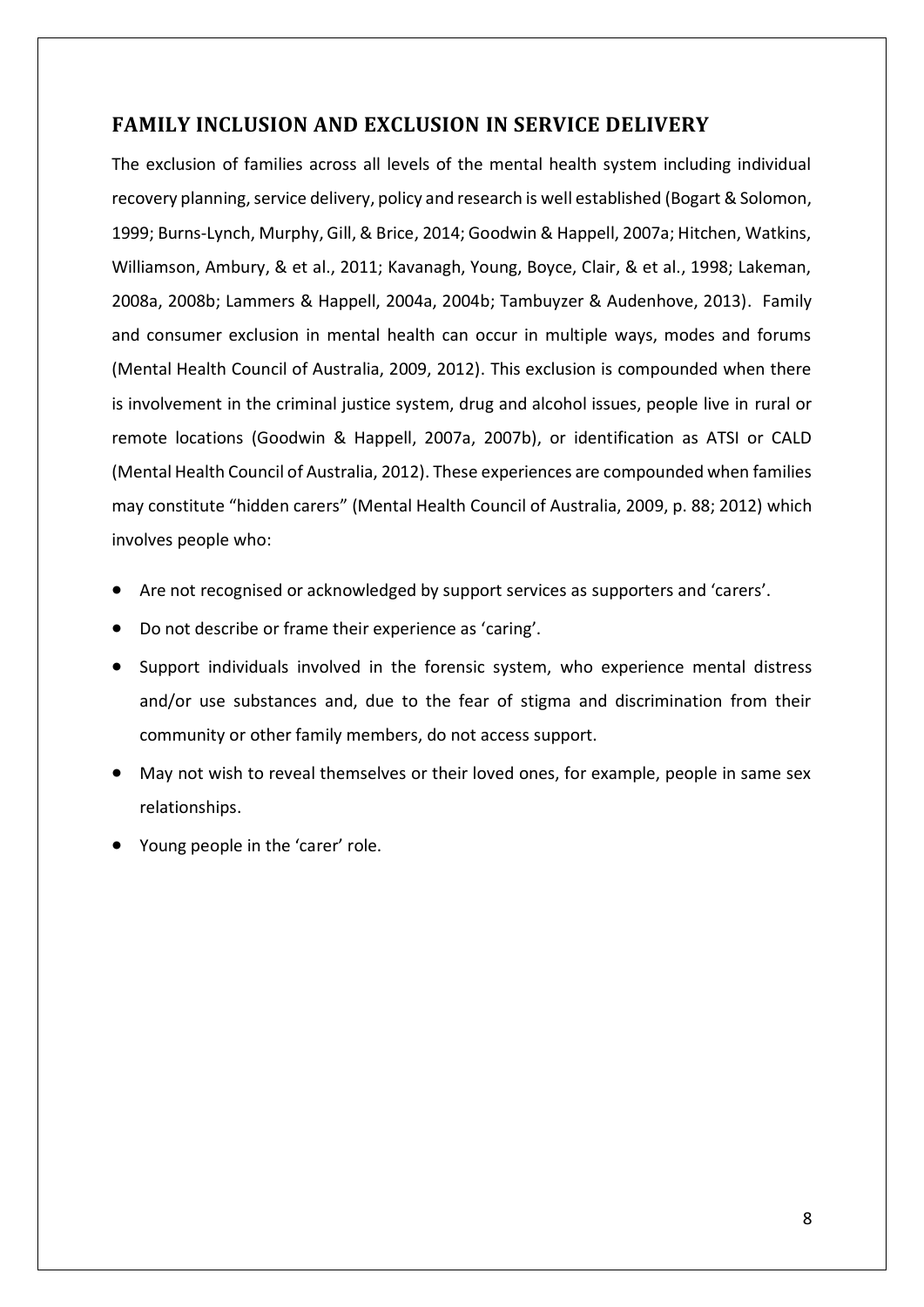## FAMILY INCLUSION AND EXCLUSION IN SERVICE DELIVERY

The exclusion of families across all levels of the mental health system including individual recovery planning, service delivery, policy and research is well established (Bogart & Solomon, 1999; Burns-Lynch, Murphy, Gill, & Brice, 2014; Goodwin & Happell, 2007a; Hitchen, Watkins, Williamson, Ambury, & et al., 2011; Kavanagh, Young, Boyce, Clair, & et al., 1998; Lakeman, 2008a, 2008b; Lammers & Happell, 2004a, 2004b; Tambuyzer & Audenhove, 2013). Family and consumer exclusion in mental health can occur in multiple ways, modes and forums (Mental Health Council of Australia, 2009, 2012). This exclusion is compounded when there is involvement in the criminal justice system, drug and alcohol issues, people live in rural or remote locations (Goodwin & Happell, 2007a, 2007b), or identification as ATSI or CALD (Mental Health Council of Australia, 2012). These experiences are compounded when families may constitute "hidden carers" (Mental Health Council of Australia, 2009, p. 88; 2012) which involves people who:

- Are not recognised or acknowledged by support services as supporters and 'carers'.
- Do not describe or frame their experience as 'caring'.
- Support individuals involved in the forensic system, who experience mental distress and/or use substances and, due to the fear of stigma and discrimination from their community or other family members, do not access support.
- May not wish to reveal themselves or their loved ones, for example, people in same sex relationships.
- Young people in the 'carer' role.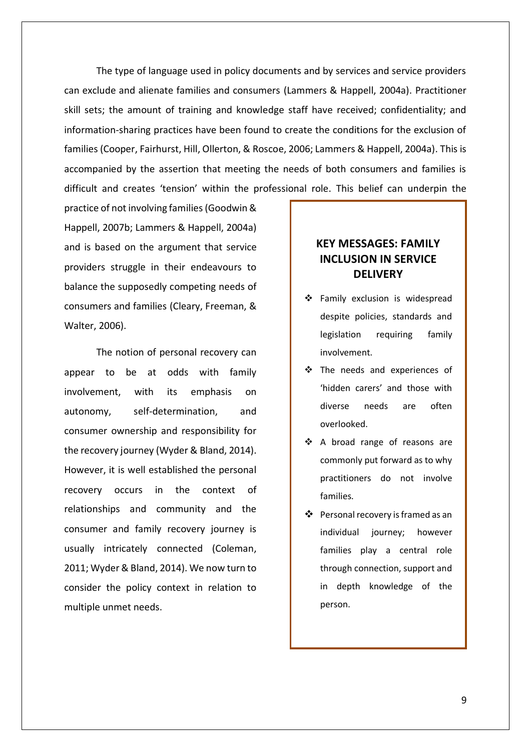The type of language used in policy documents and by services and service providers can exclude and alienate families and consumers (Lammers & Happell, 2004a). Practitioner skill sets; the amount of training and knowledge staff have received; confidentiality; and information-sharing practices have been found to create the conditions for the exclusion of families (Cooper, Fairhurst, Hill, Ollerton, & Roscoe, 2006; Lammers & Happell, 2004a). This is accompanied by the assertion that meeting the needs of both consumers and families is difficult and creates 'tension' within the professional role. This belief can underpin the practice of not involving families (Goodwin & Happell, 2007b; Lammers & Happell, 2004a) and is based on the argument that service providers struggle in their endeavours to balance the supposedly competing needs of consumers and families (Cleary, Freeman, & Walter, 2006).

The notion of personal recovery can appear to be at odds with family involvement, with its emphasis on autonomy, self-determination, and consumer ownership and responsibility for the recovery journey (Wyder & Bland, 2014). However, it is well established the personal recovery occurs in the context of relationships and community and the consumer and family recovery journey is usually intricately connected (Coleman, 2011; Wyder & Bland, 2014). We now turn to consider the policy context in relation to multiple unmet needs.

**KEY MESSAGES: FAMILY INCLUSION IN SERVICE DELIVERY**

- Family exclusion is widespread despite policies, standards and legislation requiring family involvement.
- The needs and experiences of 'hidden carers' and those with diverse needs are often overlooked.
- A broad range of reasons are commonly put forward as to why practitioners do not involve families.
- Personal recovery is framed as an individual journey; however families play a central role through connection, support and in depth knowledge of the person.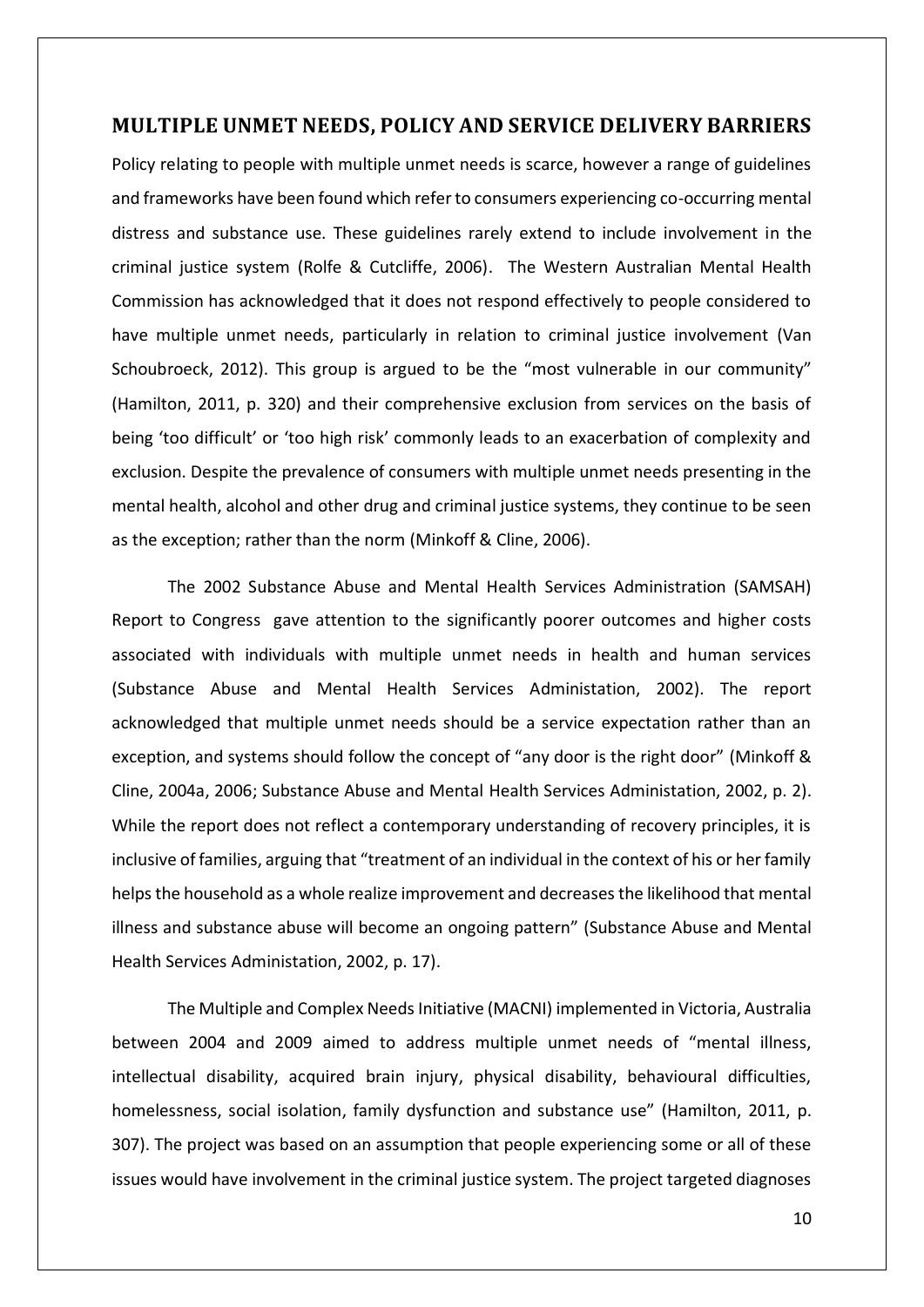## MULTIPLE UNMET NEEDS, POLICY AND SERVICE DELIVERY BARRIERS

Policy relating to people with multiple unmet needs is scarce, however a range of guidelines and frameworks have been found which refer to consumers experiencing co-occurring mental distress and substance use. These guidelines rarely extend to include involvement in the criminal justice system (Rolfe & Cutcliffe, 2006). The Western Australian Mental Health Commission has acknowledged that it does not respond effectively to people considered to have multiple unmet needs, particularly in relation to criminal justice involvement (Van Schoubroeck, 2012). This group is argued to be the "most vulnerable in our community" (Hamilton, 2011, p. 320) and their comprehensive exclusion from services on the basis of being 'too difficult' or 'too high risk' commonly leads to an exacerbation of complexity and exclusion. Despite the prevalence of consumers with multiple unmet needs presenting in the mental health, alcohol and other drug and criminal justice systems, they continue to be seen as the exception; rather than the norm (Minkoff & Cline, 2006).

The 2002 Substance Abuse and Mental Health Services Administration (SAMSAH) Report to Congress gave attention to the significantly poorer outcomes and higher costs associated with individuals with multiple unmet needs in health and human services (Substance Abuse and Mental Health Services Administation, 2002). The report acknowledged that multiple unmet needs should be a service expectation rather than an exception, and systems should follow the concept of "any door is the right door" (Minkoff & Cline, 2004a, 2006; Substance Abuse and Mental Health Services Administation, 2002, p. 2). While the report does not reflect a contemporary understanding of recovery principles, it is inclusive of families, arguing that "treatment of an individual in the context of his or her family helps the household as a whole realize improvement and decreases the likelihood that mental illness and substance abuse will become an ongoing pattern" (Substance Abuse and Mental Health Services Administation, 2002, p. 17).

The Multiple and Complex Needs Initiative (MACNI) implemented in Victoria, Australia between 2004 and 2009 aimed to address multiple unmet needs of "mental illness, intellectual disability, acquired brain injury, physical disability, behavioural difficulties, homelessness, social isolation, family dysfunction and substance use" (Hamilton, 2011, p. 307). The project was based on an assumption that people experiencing some or all of these issues would have involvement in the criminal justice system. The project targeted diagnoses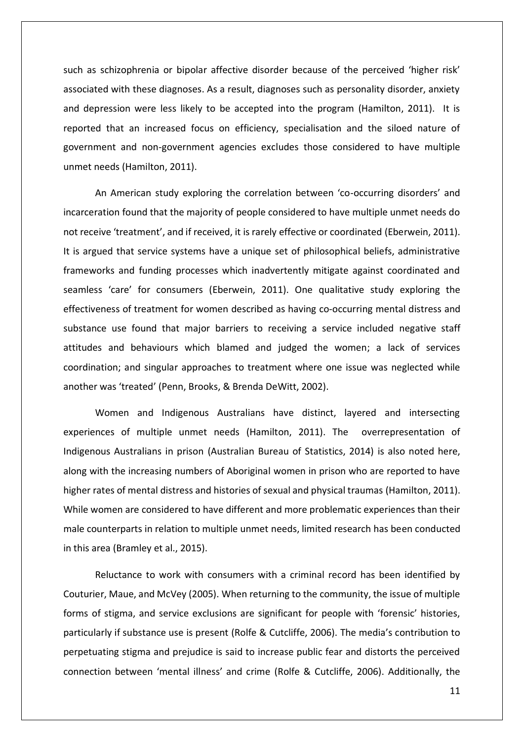such as schizophrenia or bipolar affective disorder because of the perceived 'higher risk' associated with these diagnoses. As a result, diagnoses such as personality disorder, anxiety and depression were less likely to be accepted into the program (Hamilton, 2011). It is reported that an increased focus on efficiency, specialisation and the siloed nature of government and non-government agencies excludes those considered to have multiple unmet needs (Hamilton, 2011).

An American study exploring the correlation between 'co-occurring disorders' and incarceration found that the majority of people considered to have multiple unmet needs do not receive 'treatment', and if received, it is rarely effective or coordinated (Eberwein, 2011). It is argued that service systems have a unique set of philosophical beliefs, administrative frameworks and funding processes which inadvertently mitigate against coordinated and seamless 'care' for consumers (Eberwein, 2011). One qualitative study exploring the effectiveness of treatment for women described as having co-occurring mental distress and substance use found that major barriers to receiving a service included negative staff attitudes and behaviours which blamed and judged the women; a lack of services coordination; and singular approaches to treatment where one issue was neglected while another was 'treated' (Penn, Brooks, & Brenda DeWitt, 2002).

Women and Indigenous Australians have distinct, layered and intersecting experiences of multiple unmet needs (Hamilton, 2011). The overrepresentation of Indigenous Australians in prison (Australian Bureau of Statistics, 2014) is also noted here, along with the increasing numbers of Aboriginal women in prison who are reported to have higher rates of mental distress and histories of sexual and physical traumas (Hamilton, 2011). While women are considered to have different and more problematic experiences than their male counterparts in relation to multiple unmet needs, limited research has been conducted in this area (Bramley et al., 2015).

Reluctance to work with consumers with a criminal record has been identified by Couturier, Maue, and McVey (2005). When returning to the community, the issue of multiple forms of stigma, and service exclusions are significant for people with 'forensic' histories, particularly if substance use is present (Rolfe & Cutcliffe, 2006). The media's contribution to perpetuating stigma and prejudice is said to increase public fear and distorts the perceived connection between 'mental illness' and crime (Rolfe & Cutcliffe, 2006). Additionally, the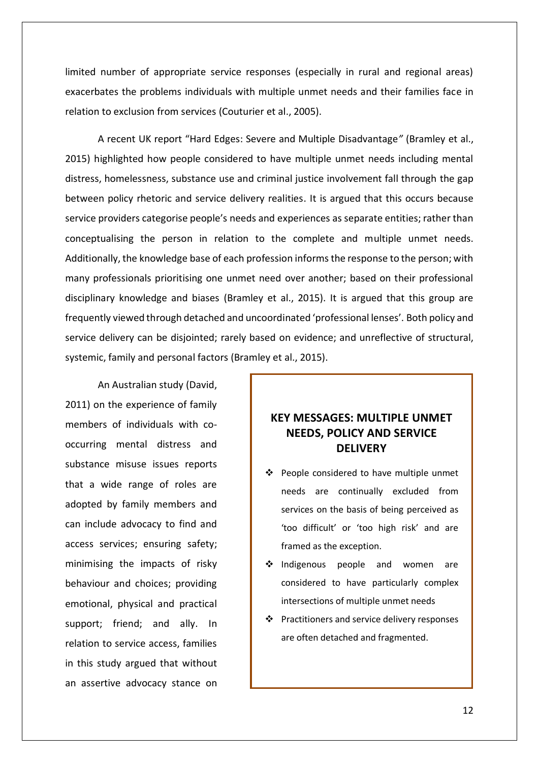limited number of appropriate service responses (especially in rural and regional areas) exacerbates the problems individuals with multiple unmet needs and their families face in relation to exclusion from services (Couturier et al., 2005).

A recent UK report "Hard Edges: Severe and Multiple Disadvantage" (Bramley et al., 2015) highlighted how people considered to have multiple unmet needs including mental distress, homelessness, substance use and criminal justice involvement fall through the gap between policy rhetoric and service delivery realities. It is argued that this occurs because service providers categorise people's needs and experiences as separate entities; rather than conceptualising the person in relation to the complete and multiple unmet needs. Additionally, the knowledge base of each profession informs the response to the person; with many professionals prioritising one unmet need over another; based on their professional disciplinary knowledge and biases (Bramley et al., 2015). It is argued that this group are frequently viewed through detached and uncoordinated 'professional lenses'. Both policy and service delivery can be disjointed; rarely based on evidence; and unreflective of structural, systemic, family and personal factors (Bramley et al., 2015).

An Australian study (David, 2011) on the experience of family members of individuals with co-occurring mental distress and substance misuse issues reports that a wide range of roles are adopted by family members and can include advocacy to find and access services; ensuring safety; minimising the impacts of risky behaviour and choices; providing emotional, physical and practical support; friend; and ally. In relation to service access, families in this study argued that without an assertive advocacy stance on

### KEY MESSAGES: MULTIPLE UNMET NEEDS, POLICY AND SERVICE DELIVERY

- People considered to have multiple unmet needs are continually excluded from services on the basis of being perceived as 'too difficult' or 'too high risk' and are framed as the exception.
- Indigenous people and women are considered to have particularly complex intersections of multiple unmet needs
- Practitioners and service delivery responses are often detached and fragmented.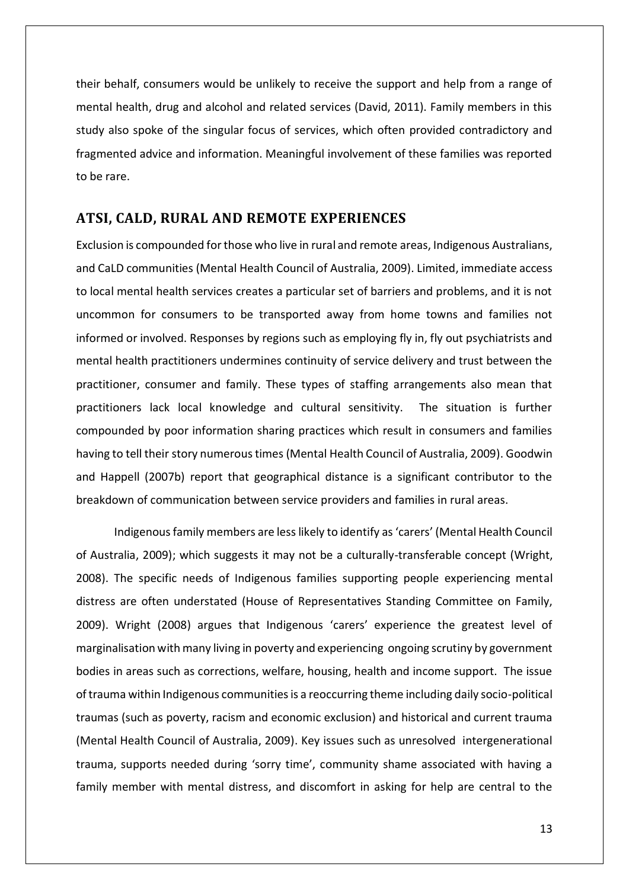their behalf, consumers would be unlikely to receive the support and help from a range of mental health, drug and alcohol and related services (David, 2011). Family members in this study also spoke of the singular focus of services, which often provided contradictory and fragmented advice and information. Meaningful involvement of these families was reported to be rare.

## ATSI, CALD, RURAL AND REMOTE EXPERIENCES

Exclusion is compounded for those who live in rural and remote areas, Indigenous Australians, and CaLD communities (Mental Health Council of Australia, 2009). Limited, immediate access to local mental health services creates a particular set of barriers and problems, and it is not uncommon for consumers to be transported away from home towns and families not informed or involved. Responses by regions such as employing fly in, fly out psychiatrists and mental health practitioners undermines continuity of service delivery and trust between the practitioner, consumer and family. These types of staffing arrangements also mean that practitioners lack local knowledge and cultural sensitivity. The situation is further compounded by poor information sharing practices which result in consumers and families having to tell their story numerous times (Mental Health Council of Australia, 2009). Goodwin and Happell (2007b) report that geographical distance is a significant contributor to the breakdown of communication between service providers and families in rural areas.

Indigenous family members are less likely to identify as 'carers' (Mental Health Council of Australia, 2009); which suggests it may not be a culturally-transferable concept (Wright, 2008). The specific needs of Indigenous families supporting people experiencing mental distress are often understated (House of Representatives Standing Committee on Family, 2009). Wright (2008) argues that Indigenous 'carers' experience the greatest level of marginalisation with many living in poverty and experiencing ongoing scrutiny by government bodies in areas such as corrections, welfare, housing, health and income support. The issue of trauma within Indigenous communities is a reoccurring theme including daily socio-political traumas (such as poverty, racism and economic exclusion) and historical and current trauma (Mental Health Council of Australia, 2009). Key issues such as unresolved intergenerational trauma, supports needed during 'sorry time', community shame associated with having a family member with mental distress, and discomfort in asking for help are central to the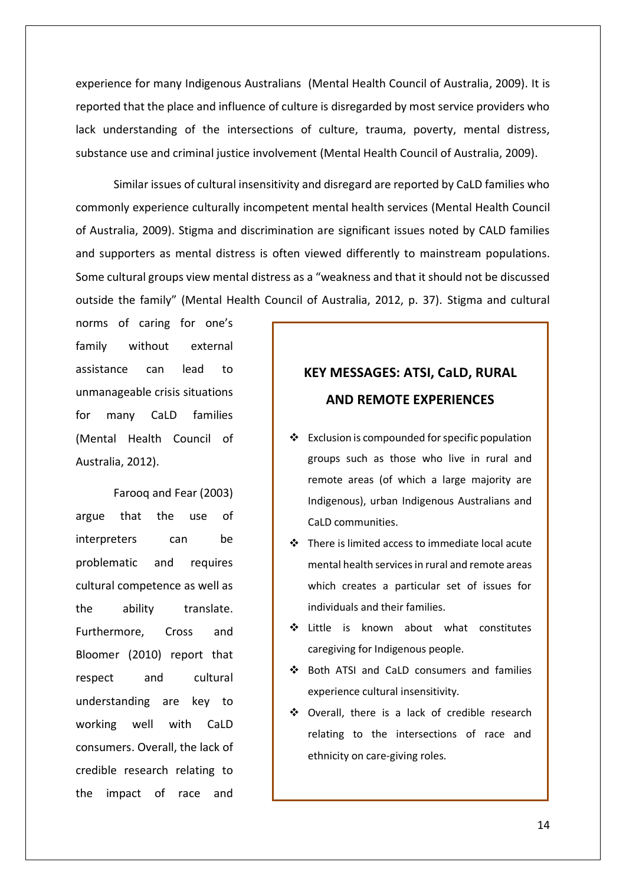experience for many Indigenous Australians (Mental Health Council of Australia, 2009). It is reported that the place and influence of culture is disregarded by most service providers who lack understanding of the intersections of culture, trauma, poverty, mental distress, substance use and criminal justice involvement (Mental Health Council of Australia, 2009).

Similar issues of cultural insensitivity and disregard are reported by CaLD families who commonly experience culturally incompetent mental health services (Mental Health Council of Australia, 2009). Stigma and discrimination are significant issues noted by CALD families and supporters as mental distress is often viewed differently to mainstream populations. Some cultural groups view mental distress as a "weakness and that it should not be discussed outside the family" (Mental Health Council of Australia, 2012, p. 37). Stigma and cultural norms of caring for one's family without external assistance can lead to unmanageable crisis situations for many CaLD families (Mental Health Council of Australia, 2012).

Farooq and Fear (2003) argue that the use of interpreters can be problematic and requires cultural competence as well as the ability translate. Furthermore, Cross and Bloomer (2010) report that respect and cultural understanding are key to working well with CaLD consumers. Overall, the lack of credible research relating to the impact of race and

## KEY MESSAGES: ATSI, CaLD, RURAL AND REMOTE EXPERIENCES

- Exclusion is compounded for specific population groups such as those who live in rural and remote areas (of which a large majority are Indigenous), urban Indigenous Australians and CaLD communities.
- There is limited access to immediate local acute mental health services in rural and remote areas which creates a particular set of issues for individuals and their families.
- Little is known about what constitutes caregiving for Indigenous people.
- Both ATSI and CaLD consumers and families experience cultural insensitivity.
- Overall, there is a lack of credible research relating to the intersections of race and ethnicity on care-giving roles.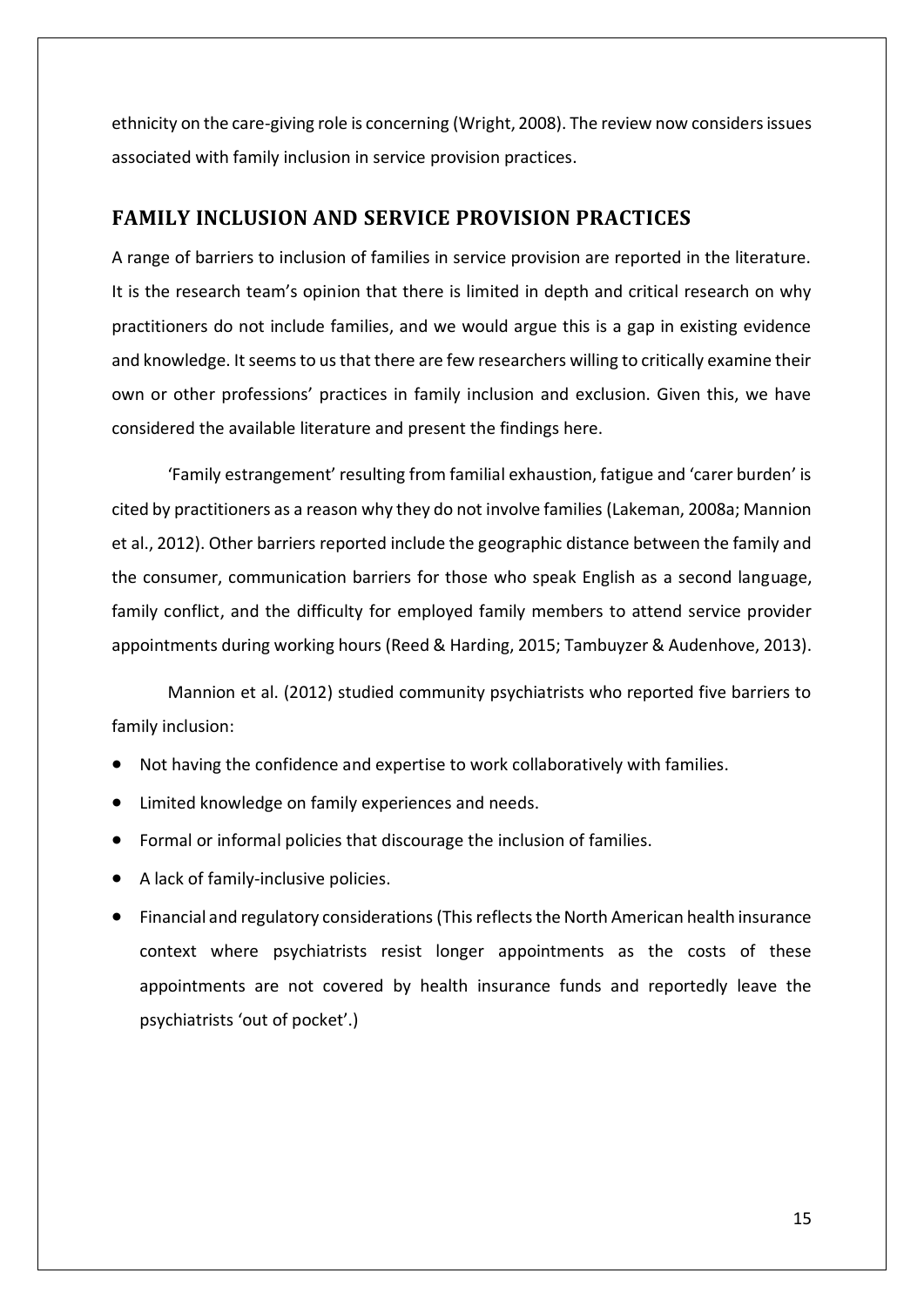ethnicity on the care-giving role is concerning (Wright, 2008). The review now considers issues associated with family inclusion in service provision practices.

## FAMILY INCLUSION AND SERVICE PROVISION PRACTICES

A range of barriers to inclusion of families in service provision are reported in the literature. It is the research team's opinion that there is limited in depth and critical research on why practitioners do not include families, and we would argue this is a gap in existing evidence and knowledge. It seems to us that there are few researchers willing to critically examine their own or other professions' practices in family inclusion and exclusion. Given this, we have considered the available literature and present the findings here.

'Family estrangement' resulting from familial exhaustion, fatigue and 'carer burden' is cited by practitioners as a reason why they do not involve families (Lakeman, 2008a; Mannion et al., 2012). Other barriers reported include the geographic distance between the family and the consumer, communication barriers for those who speak English as a second language, family conflict, and the difficulty for employed family members to attend service provider appointments during working hours (Reed & Harding, 2015; Tambuyzer & Audenhove, 2013).

Mannion et al. (2012) studied community psychiatrists who reported five barriers to family inclusion:

- Not having the confidence and expertise to work collaboratively with families.
- Limited knowledge on family experiences and needs.
- Formal or informal policies that discourage the inclusion of families.
- A lack of family-inclusive policies.
- Financial and regulatory considerations (This reflects the North American health insurance context where psychiatrists resist longer appointments as the costs of these appointments are not covered by health insurance funds and reportedly leave the psychiatrists 'out of pocket'.)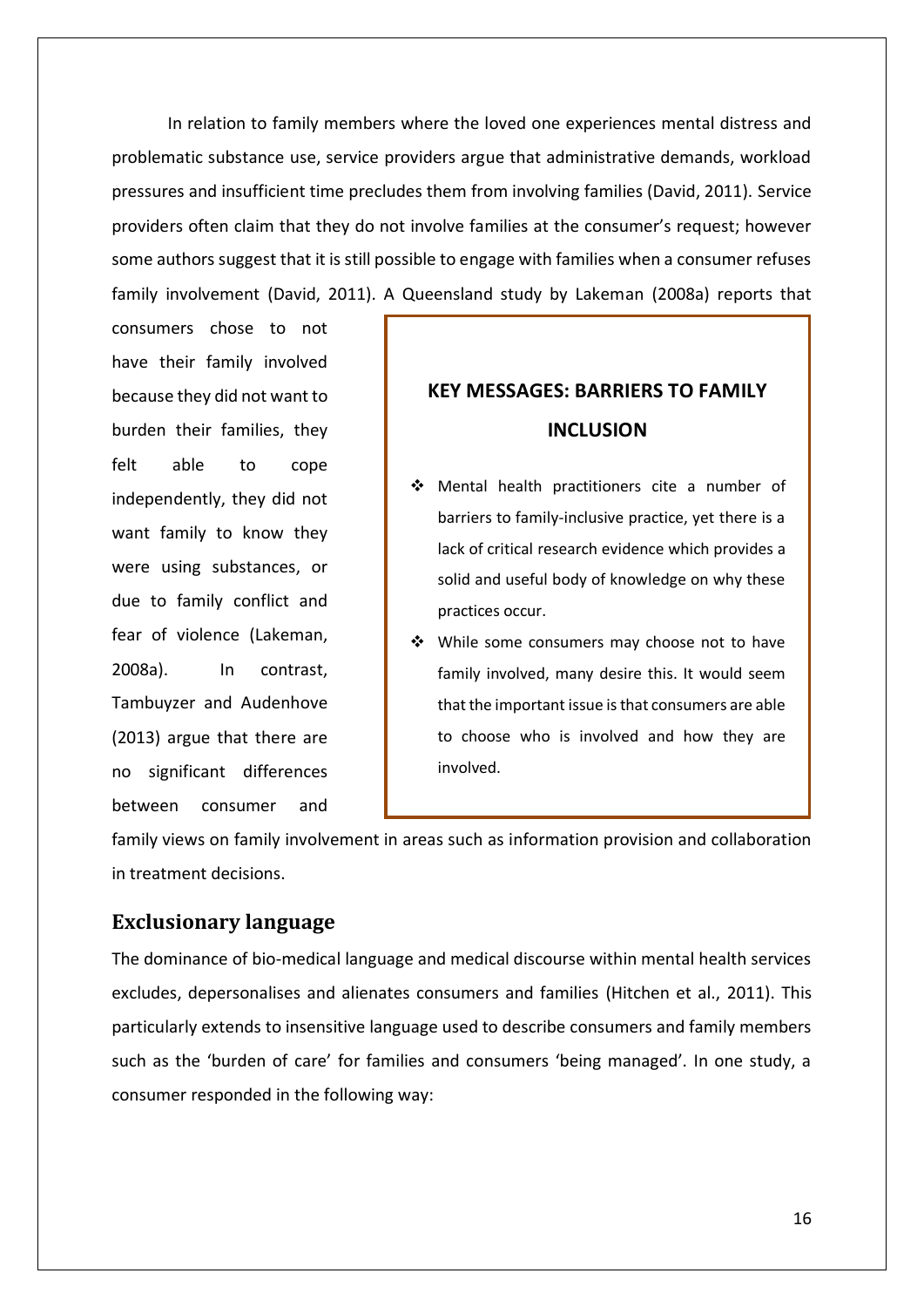In relation to family members where the loved one experiences mental distress and problematic substance use, service providers argue that administrative demands, workload pressures and insufficient time precludes them from involving families (David, 2011). Service providers often claim that they do not involve families at the consumer's request; however some authors suggest that it is still possible to engage with families when a consumer refuses family involvement (David, 2011). A Queensland study by Lakeman (2008a) reports that consumers chose to not have their family involved because they did not want to burden their families, they felt able to cope independently, they did not want family to know they were using substances, or due to family conflict and fear of violence (Lakeman, 2008a). In contrast, Tambuyzer and Audenhove (2013) argue that there are no significant differences between consumer and family views on family involvement in areas such as information provision and collaboration in treatment decisions.

> **KEY MESSAGES: BARRIERS TO FAMILY INCLUSION**
>
> - Mental health practitioners cite a number of barriers to family-inclusive practice, yet there is a lack of critical research evidence which provides a solid and useful body of knowledge on why these practices occur.
> - While some consumers may choose not to have family involved, many desire this. It would seem that the important issue is that consumers are able to choose who is involved and how they are involved.

## Exclusionary language

The dominance of bio-medical language and medical discourse within mental health services excludes, depersonalises and alienates consumers and families (Hitchen et al., 2011). This particularly extends to insensitive language used to describe consumers and family members such as the 'burden of care' for families and consumers 'being managed'. In one study, a consumer responded in the following way: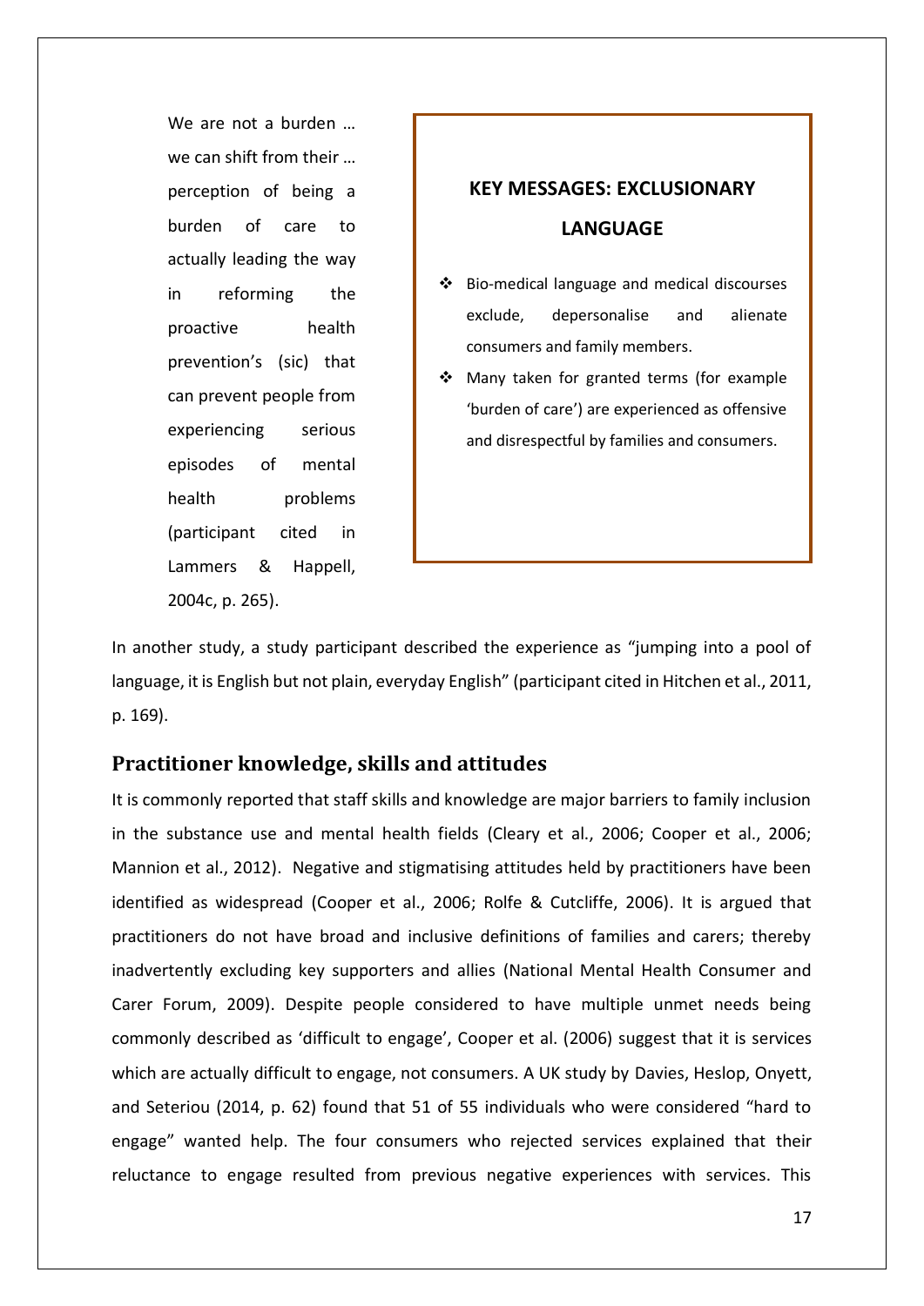> We are not a burden … we can shift from their … perception of being a burden of care to actually leading the way in reforming the proactive health prevention's (sic) that can prevent people from experiencing serious episodes of mental health problems (participant cited in Lammers & Happell, 2004c, p. 265).

**KEY MESSAGES: EXCLUSIONARY LANGUAGE**

- Bio-medical language and medical discourses exclude, depersonalise and alienate consumers and family members.
- Many taken for granted terms (for example 'burden of care') are experienced as offensive and disrespectful by families and consumers.

In another study, a study participant described the experience as "jumping into a pool of language, it is English but not plain, everyday English" (participant cited in Hitchen et al., 2011, p. 169).

## Practitioner knowledge, skills and attitudes

It is commonly reported that staff skills and knowledge are major barriers to family inclusion in the substance use and mental health fields (Cleary et al., 2006; Cooper et al., 2006; Mannion et al., 2012). Negative and stigmatising attitudes held by practitioners have been identified as widespread (Cooper et al., 2006; Rolfe & Cutcliffe, 2006). It is argued that practitioners do not have broad and inclusive definitions of families and carers; thereby inadvertently excluding key supporters and allies (National Mental Health Consumer and Carer Forum, 2009). Despite people considered to have multiple unmet needs being commonly described as 'difficult to engage', Cooper et al. (2006) suggest that it is services which are actually difficult to engage, not consumers. A UK study by Davies, Heslop, Onyett, and Seteriou (2014, p. 62) found that 51 of 55 individuals who were considered "hard to engage" wanted help. The four consumers who rejected services explained that their reluctance to engage resulted from previous negative experiences with services. This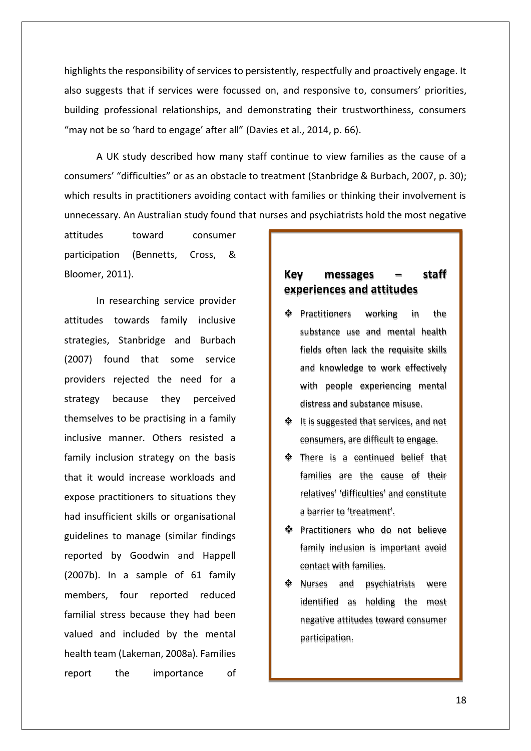highlights the responsibility of services to persistently, respectfully and proactively engage. It also suggests that if services were focussed on, and responsive to, consumers' priorities, building professional relationships, and demonstrating their trustworthiness, consumers "may not be so 'hard to engage' after all" (Davies et al., 2014, p. 66).

A UK study described how many staff continue to view families as the cause of a consumers' "difficulties" or as an obstacle to treatment (Stanbridge & Burbach, 2007, p. 30); which results in practitioners avoiding contact with families or thinking their involvement is unnecessary. An Australian study found that nurses and psychiatrists hold the most negative attitudes toward consumer participation (Bennetts, Cross, & Bloomer, 2011).

In researching service provider attitudes towards family inclusive strategies, Stanbridge and Burbach (2007) found that some service providers rejected the need for a strategy because they perceived themselves to be practising in a family inclusive manner. Others resisted a family inclusion strategy on the basis that it would increase workloads and expose practitioners to situations they had insufficient skills or organisational guidelines to manage (similar findings reported by Goodwin and Happell (2007b). In a sample of 61 family members, four reported reduced familial stress because they had been valued and included by the mental health team (Lakeman, 2008a). Families report the importance of

### Key messages – staff experiences and attitudes

- Practitioners working in the substance use and mental health fields often lack the requisite skills and knowledge to work effectively with people experiencing mental distress and substance misuse.
- It is suggested that services, and not consumers, are difficult to engage.
- There is a continued belief that families are the cause of their relatives' 'difficulties' and constitute a barrier to 'treatment'.
- Practitioners who do not believe family inclusion is important avoid contact with families.
- Nurses and psychiatrists were identified as holding the most negative attitudes toward consumer participation.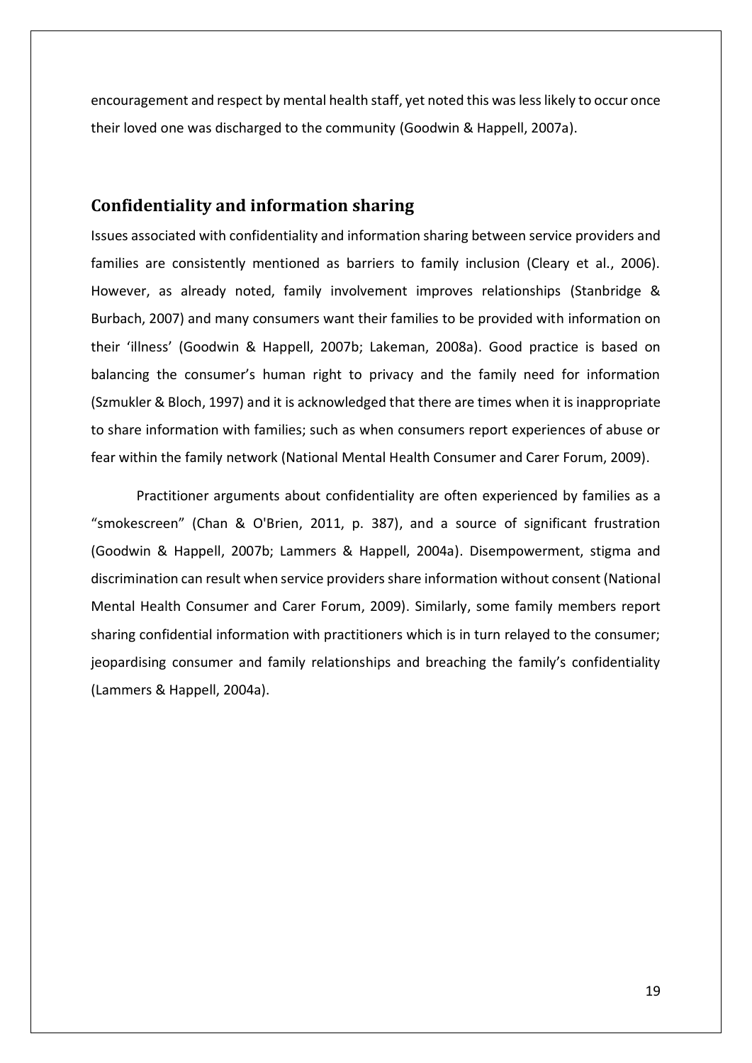encouragement and respect by mental health staff, yet noted this was less likely to occur once their loved one was discharged to the community (Goodwin & Happell, 2007a).

## Confidentiality and information sharing

Issues associated with confidentiality and information sharing between service providers and families are consistently mentioned as barriers to family inclusion (Cleary et al., 2006). However, as already noted, family involvement improves relationships (Stanbridge & Burbach, 2007) and many consumers want their families to be provided with information on their 'illness' (Goodwin & Happell, 2007b; Lakeman, 2008a). Good practice is based on balancing the consumer's human right to privacy and the family need for information (Szmukler & Bloch, 1997) and it is acknowledged that there are times when it is inappropriate to share information with families; such as when consumers report experiences of abuse or fear within the family network (National Mental Health Consumer and Carer Forum, 2009).

Practitioner arguments about confidentiality are often experienced by families as a "smokescreen" (Chan & O'Brien, 2011, p. 387), and a source of significant frustration (Goodwin & Happell, 2007b; Lammers & Happell, 2004a). Disempowerment, stigma and discrimination can result when service providers share information without consent (National Mental Health Consumer and Carer Forum, 2009). Similarly, some family members report sharing confidential information with practitioners which is in turn relayed to the consumer; jeopardising consumer and family relationships and breaching the family's confidentiality (Lammers & Happell, 2004a).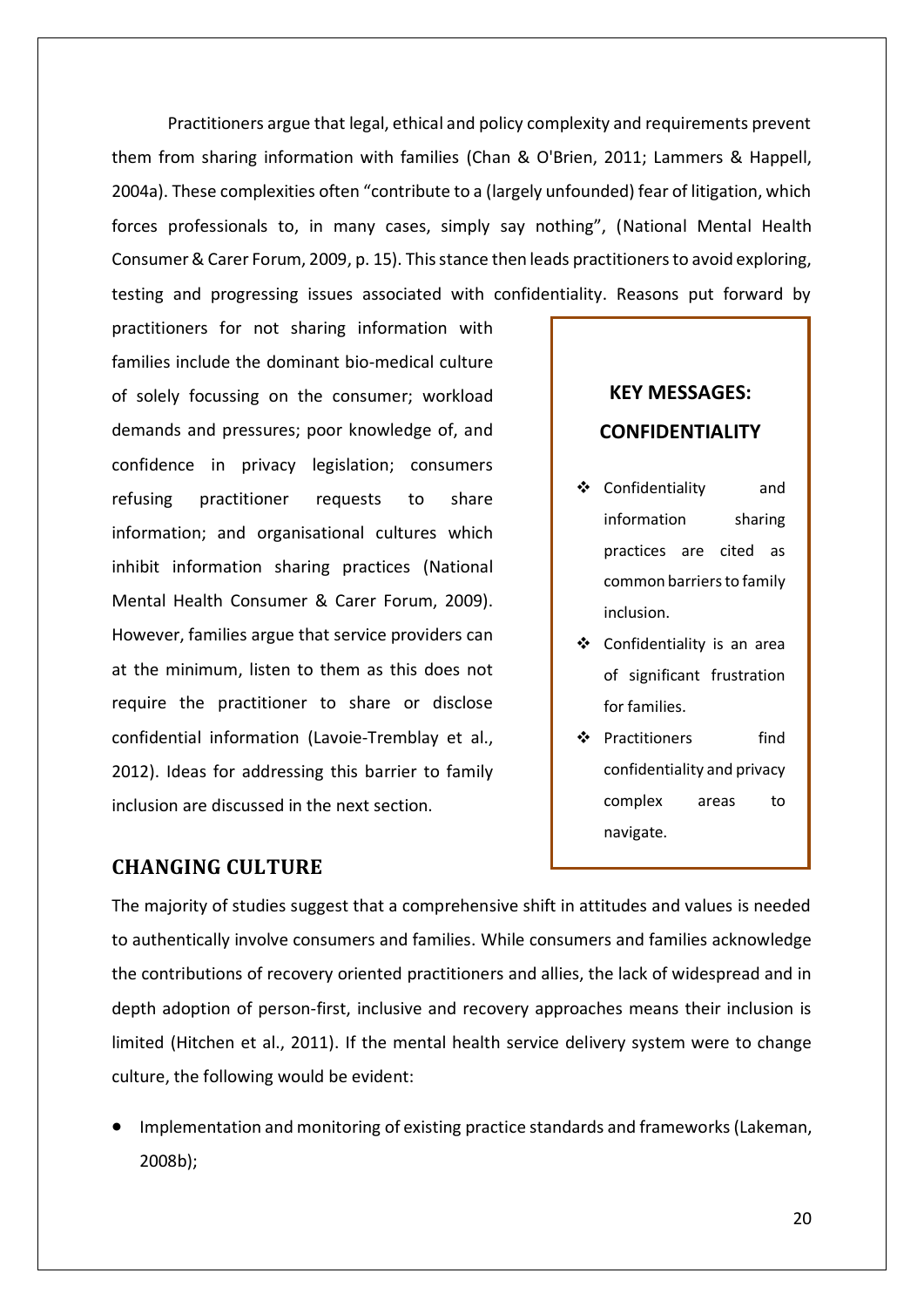Practitioners argue that legal, ethical and policy complexity and requirements prevent them from sharing information with families (Chan & O'Brien, 2011; Lammers & Happell, 2004a). These complexities often “contribute to a (largely unfounded) fear of litigation, which forces professionals to, in many cases, simply say nothing”, (National Mental Health Consumer & Carer Forum, 2009, p. 15). This stance then leads practitioners to avoid exploring, testing and progressing issues associated with confidentiality. Reasons put forward by practitioners for not sharing information with families include the dominant bio-medical culture of solely focussing on the consumer; workload demands and pressures; poor knowledge of, and confidence in privacy legislation; consumers refusing practitioner requests to share information; and organisational cultures which inhibit information sharing practices (National Mental Health Consumer & Carer Forum, 2009). However, families argue that service providers can at the minimum, listen to them as this does not require the practitioner to share or disclose confidential information (Lavoie-Tremblay et al., 2012). Ideas for addressing this barrier to family inclusion are discussed in the next section.

> **KEY MESSAGES: CONFIDENTIALITY**
>
> - Confidentiality and information sharing practices are cited as common barriers to family inclusion.
> - Confidentiality is an area of significant frustration for families.
> - Practitioners find confidentiality and privacy complex areas to navigate.

## CHANGING CULTURE

The majority of studies suggest that a comprehensive shift in attitudes and values is needed to authentically involve consumers and families. While consumers and families acknowledge the contributions of recovery oriented practitioners and allies, the lack of widespread and in depth adoption of person-first, inclusive and recovery approaches means their inclusion is limited (Hitchen et al., 2011). If the mental health service delivery system were to change culture, the following would be evident:

- Implementation and monitoring of existing practice standards and frameworks (Lakeman, 2008b);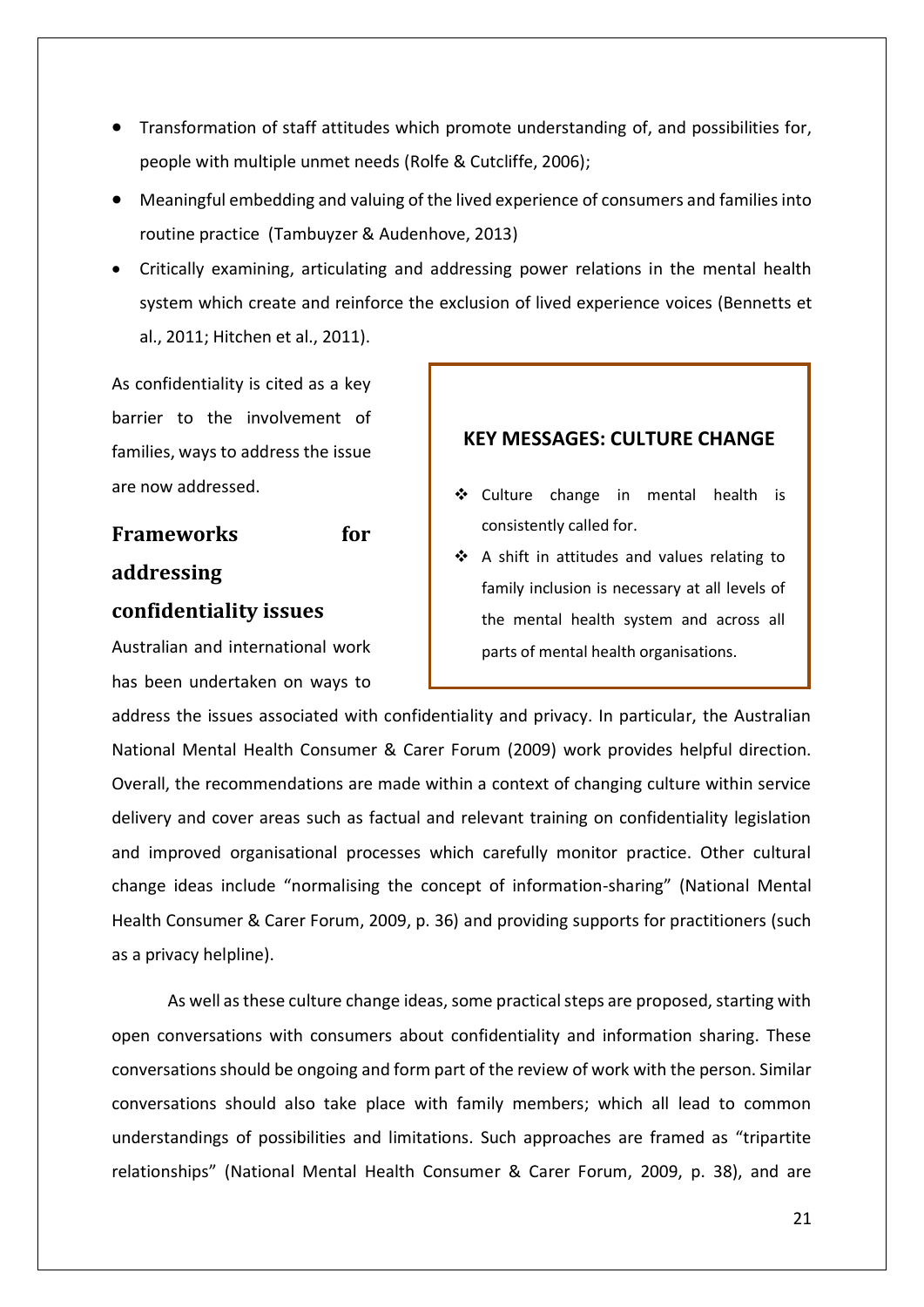- Transformation of staff attitudes which promote understanding of, and possibilities for, people with multiple unmet needs (Rolfe & Cutcliffe, 2006);
- Meaningful embedding and valuing of the lived experience of consumers and families into routine practice (Tambuyzer & Audenhove, 2013)
- Critically examining, articulating and addressing power relations in the mental health system which create and reinforce the exclusion of lived experience voices (Bennetts et al., 2011; Hitchen et al., 2011).

As confidentiality is cited as a key barrier to the involvement of families, ways to address the issue are now addressed.

> **KEY MESSAGES: CULTURE CHANGE**
>
> - Culture change in mental health is consistently called for.
> - A shift in attitudes and values relating to family inclusion is necessary at all levels of the mental health system and across all parts of mental health organisations.

## Frameworks for addressing confidentiality issues

Australian and international work has been undertaken on ways to address the issues associated with confidentiality and privacy. In particular, the Australian National Mental Health Consumer & Carer Forum (2009) work provides helpful direction. Overall, the recommendations are made within a context of changing culture within service delivery and cover areas such as factual and relevant training on confidentiality legislation and improved organisational processes which carefully monitor practice. Other cultural change ideas include "normalising the concept of information-sharing" (National Mental Health Consumer & Carer Forum, 2009, p. 36) and providing supports for practitioners (such as a privacy helpline).

As well as these culture change ideas, some practical steps are proposed, starting with open conversations with consumers about confidentiality and information sharing. These conversations should be ongoing and form part of the review of work with the person. Similar conversations should also take place with family members; which all lead to common understandings of possibilities and limitations. Such approaches are framed as "tripartite relationships" (National Mental Health Consumer & Carer Forum, 2009, p. 38), and are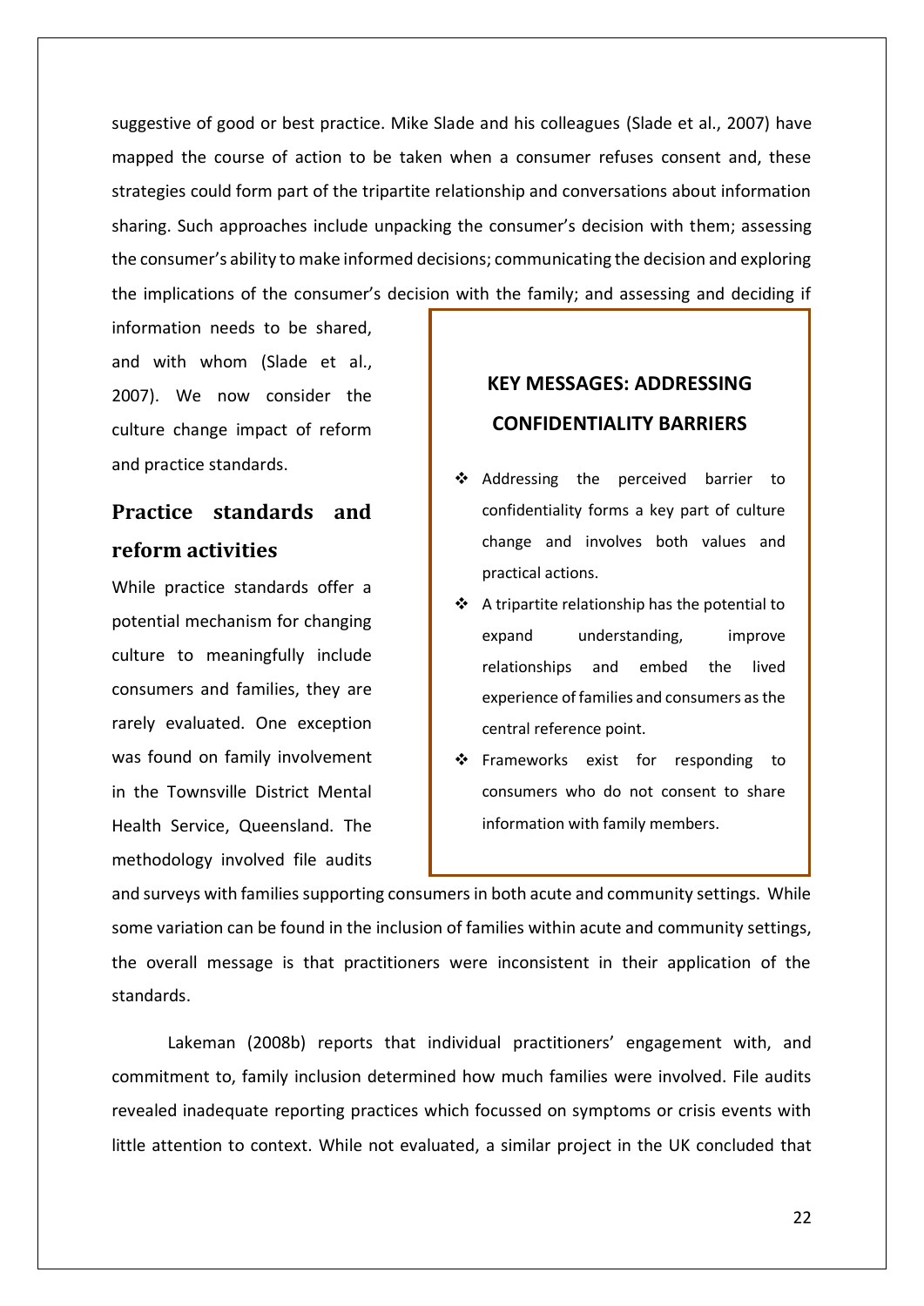suggestive of good or best practice. Mike Slade and his colleagues (Slade et al., 2007) have mapped the course of action to be taken when a consumer refuses consent and, these strategies could form part of the tripartite relationship and conversations about information sharing. Such approaches include unpacking the consumer's decision with them; assessing the consumer's ability to make informed decisions; communicating the decision and exploring the implications of the consumer's decision with the family; and assessing and deciding if information needs to be shared, and with whom (Slade et al., 2007). We now consider the culture change impact of reform and practice standards.

> **KEY MESSAGES: ADDRESSING CONFIDENTIALITY BARRIERS**
>
> - Addressing the perceived barrier to confidentiality forms a key part of culture change and involves both values and practical actions.
> - A tripartite relationship has the potential to expand understanding, improve relationships and embed the lived experience of families and consumers as the central reference point.
> - Frameworks exist for responding to consumers who do not consent to share information with family members.

## Practice standards and reform activities

While practice standards offer a potential mechanism for changing culture to meaningfully include consumers and families, they are rarely evaluated. One exception was found on family involvement in the Townsville District Mental Health Service, Queensland. The methodology involved file audits and surveys with families supporting consumers in both acute and community settings. While some variation can be found in the inclusion of families within acute and community settings, the overall message is that practitioners were inconsistent in their application of the standards.

Lakeman (2008b) reports that individual practitioners' engagement with, and commitment to, family inclusion determined how much families were involved. File audits revealed inadequate reporting practices which focussed on symptoms or crisis events with little attention to context. While not evaluated, a similar project in the UK concluded that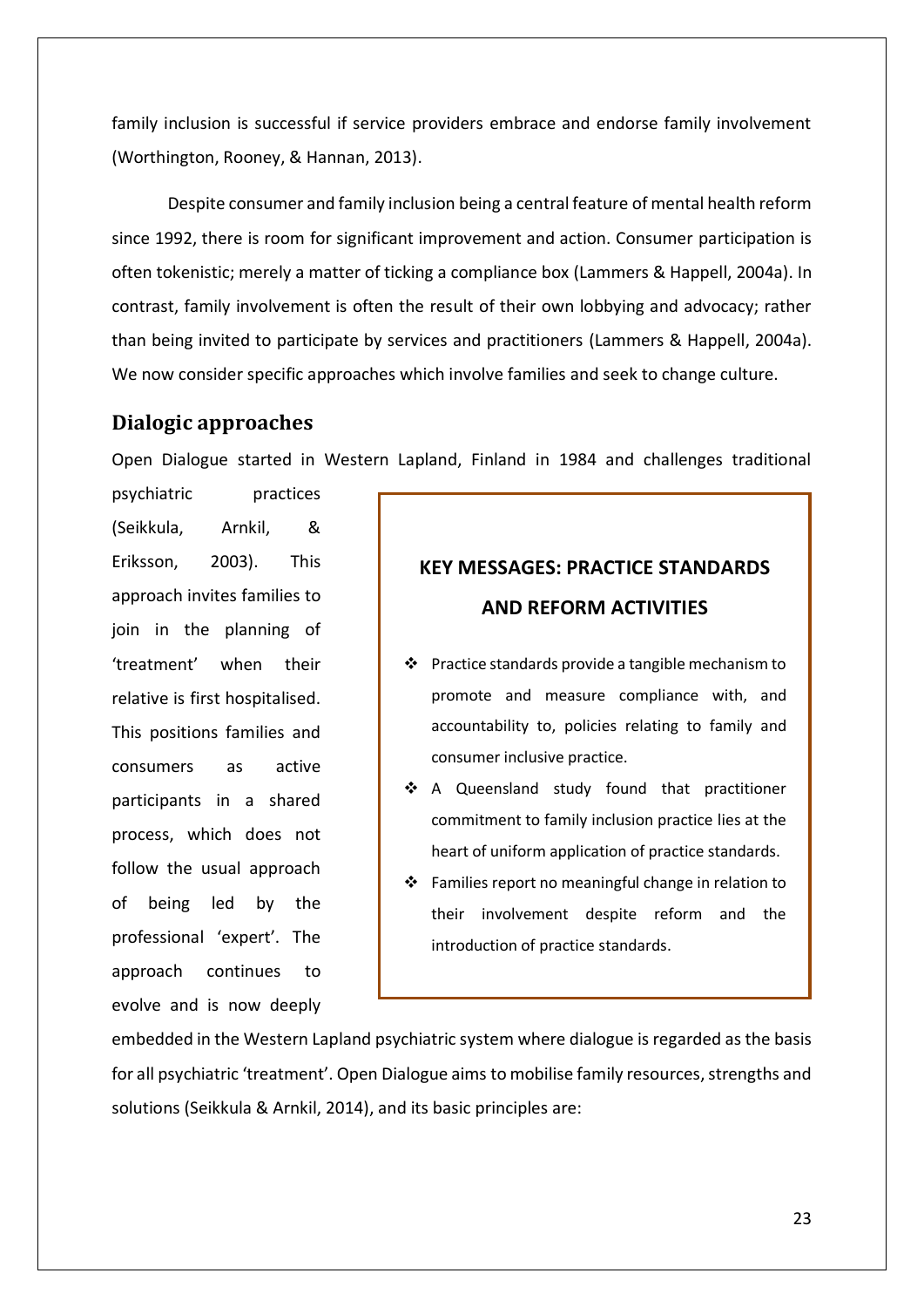family inclusion is successful if service providers embrace and endorse family involvement (Worthington, Rooney, & Hannan, 2013).

Despite consumer and family inclusion being a central feature of mental health reform since 1992, there is room for significant improvement and action. Consumer participation is often tokenistic; merely a matter of ticking a compliance box (Lammers & Happell, 2004a). In contrast, family involvement is often the result of their own lobbying and advocacy; rather than being invited to participate by services and practitioners (Lammers & Happell, 2004a). We now consider specific approaches which involve families and seek to change culture.

## Dialogic approaches

Open Dialogue started in Western Lapland, Finland in 1984 and challenges traditional psychiatric practices (Seikkula, Arnkil, & Eriksson, 2003). This approach invites families to join in the planning of 'treatment' when their relative is first hospitalised. This positions families and consumers as active participants in a shared process, which does not follow the usual approach of being led by the professional 'expert'. The approach continues to evolve and is now deeply embedded in the Western Lapland psychiatric system where dialogue is regarded as the basis for all psychiatric 'treatment'. Open Dialogue aims to mobilise family resources, strengths and solutions (Seikkula & Arnkil, 2014), and its basic principles are:

> **KEY MESSAGES: PRACTICE STANDARDS AND REFORM ACTIVITIES**
>
> - Practice standards provide a tangible mechanism to promote and measure compliance with, and accountability to, policies relating to family and consumer inclusive practice.
> - A Queensland study found that practitioner commitment to family inclusion practice lies at the heart of uniform application of practice standards.
> - Families report no meaningful change in relation to their involvement despite reform and the introduction of practice standards.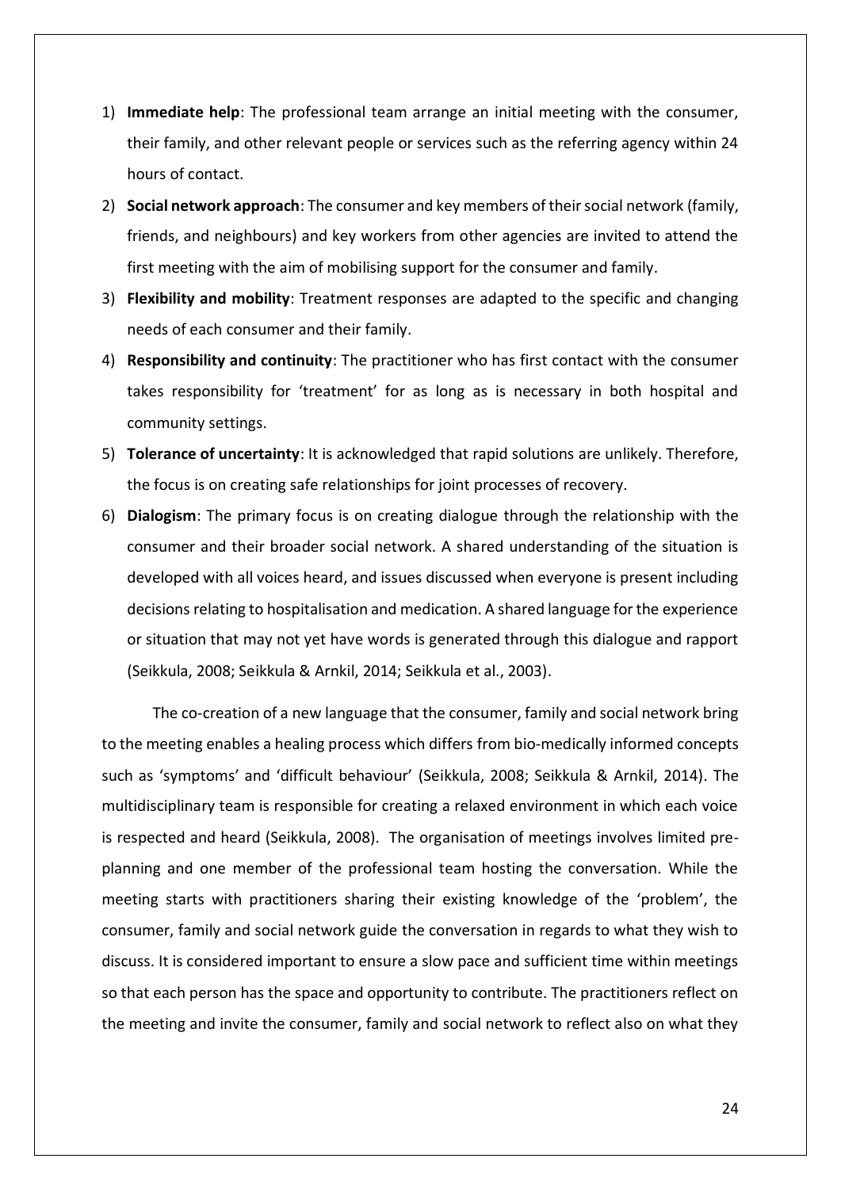1) **Immediate help**: The professional team arrange an initial meeting with the consumer, their family, and other relevant people or services such as the referring agency within 24 hours of contact.
2) **Social network approach**: The consumer and key members of their social network (family, friends, and neighbours) and key workers from other agencies are invited to attend the first meeting with the aim of mobilising support for the consumer and family.
3) **Flexibility and mobility**: Treatment responses are adapted to the specific and changing needs of each consumer and their family.
4) **Responsibility and continuity**: The practitioner who has first contact with the consumer takes responsibility for 'treatment' for as long as is necessary in both hospital and community settings.
5) **Tolerance of uncertainty**: It is acknowledged that rapid solutions are unlikely. Therefore, the focus is on creating safe relationships for joint processes of recovery.
6) **Dialogism**: The primary focus is on creating dialogue through the relationship with the consumer and their broader social network. A shared understanding of the situation is developed with all voices heard, and issues discussed when everyone is present including decisions relating to hospitalisation and medication. A shared language for the experience or situation that may not yet have words is generated through this dialogue and rapport (Seikkula, 2008; Seikkula & Arnkil, 2014; Seikkula et al., 2003).

The co-creation of a new language that the consumer, family and social network bring to the meeting enables a healing process which differs from bio-medically informed concepts such as 'symptoms' and 'difficult behaviour' (Seikkula, 2008; Seikkula & Arnkil, 2014). The multidisciplinary team is responsible for creating a relaxed environment in which each voice is respected and heard (Seikkula, 2008). The organisation of meetings involves limited pre-planning and one member of the professional team hosting the conversation. While the meeting starts with practitioners sharing their existing knowledge of the 'problem', the consumer, family and social network guide the conversation in regards to what they wish to discuss. It is considered important to ensure a slow pace and sufficient time within meetings so that each person has the space and opportunity to contribute. The practitioners reflect on the meeting and invite the consumer, family and social network to reflect also on what they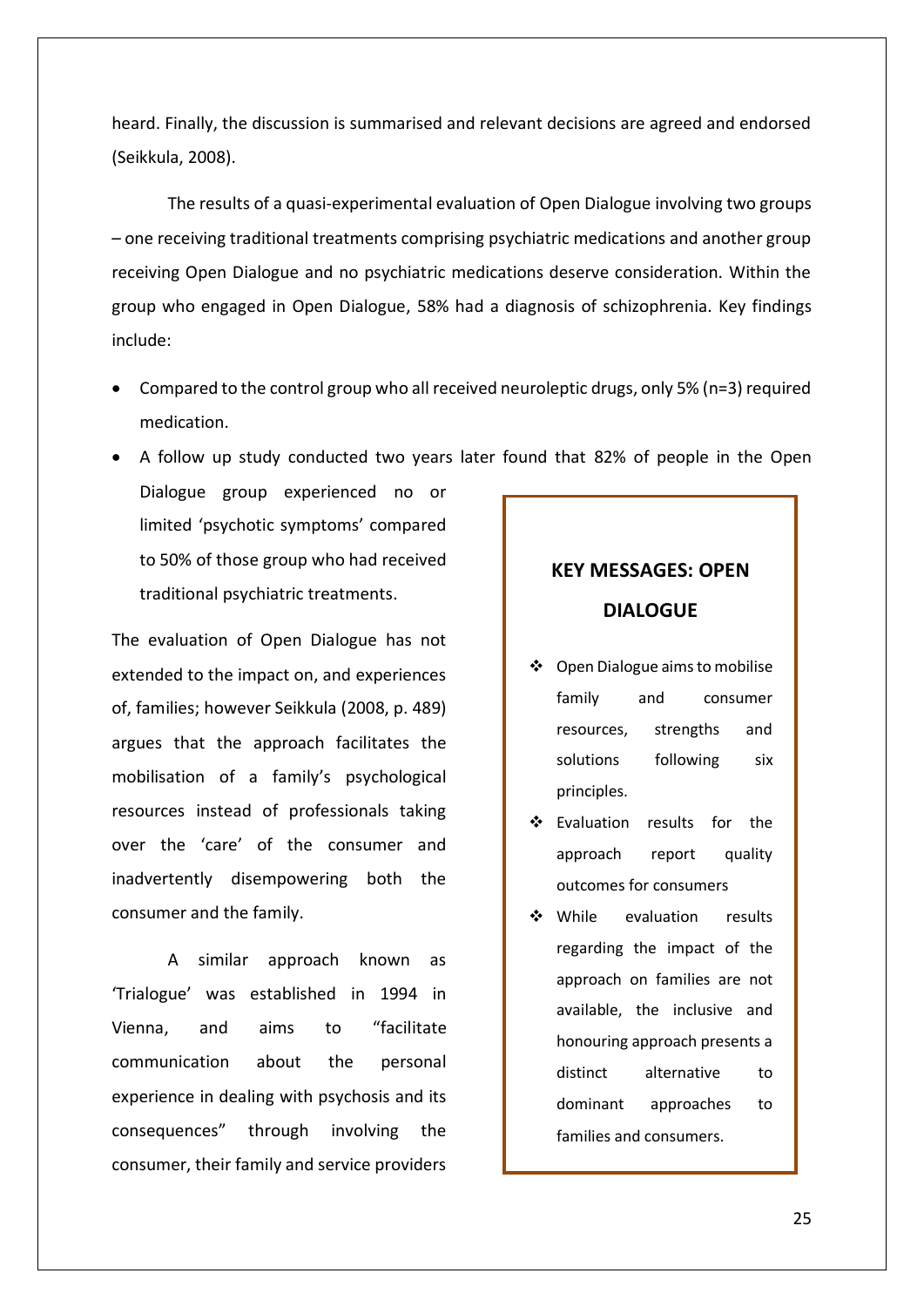heard. Finally, the discussion is summarised and relevant decisions are agreed and endorsed (Seikkula, 2008).

The results of a quasi-experimental evaluation of Open Dialogue involving two groups – one receiving traditional treatments comprising psychiatric medications and another group receiving Open Dialogue and no psychiatric medications deserve consideration. Within the group who engaged in Open Dialogue, 58% had a diagnosis of schizophrenia. Key findings include:

- Compared to the control group who all received neuroleptic drugs, only 5% (n=3) required medication.
- A follow up study conducted two years later found that 82% of people in the Open Dialogue group experienced no or limited 'psychotic symptoms' compared to 50% of those group who had received traditional psychiatric treatments.

The evaluation of Open Dialogue has not extended to the impact on, and experiences of, families; however Seikkula (2008, p. 489) argues that the approach facilitates the mobilisation of a family's psychological resources instead of professionals taking over the 'care' of the consumer and inadvertently disempowering both the consumer and the family.

A similar approach known as 'Trialogue' was established in 1994 in Vienna, and aims to "facilitate communication about the personal experience in dealing with psychosis and its consequences" through involving the consumer, their family and service providers

**KEY MESSAGES: OPEN DIALOGUE**

- Open Dialogue aims to mobilise family and consumer resources, strengths and solutions following six principles.
- Evaluation results for the approach report quality outcomes for consumers
- While evaluation results regarding the impact of the approach on families are not available, the inclusive and honouring approach presents a distinct alternative to dominant approaches to families and consumers.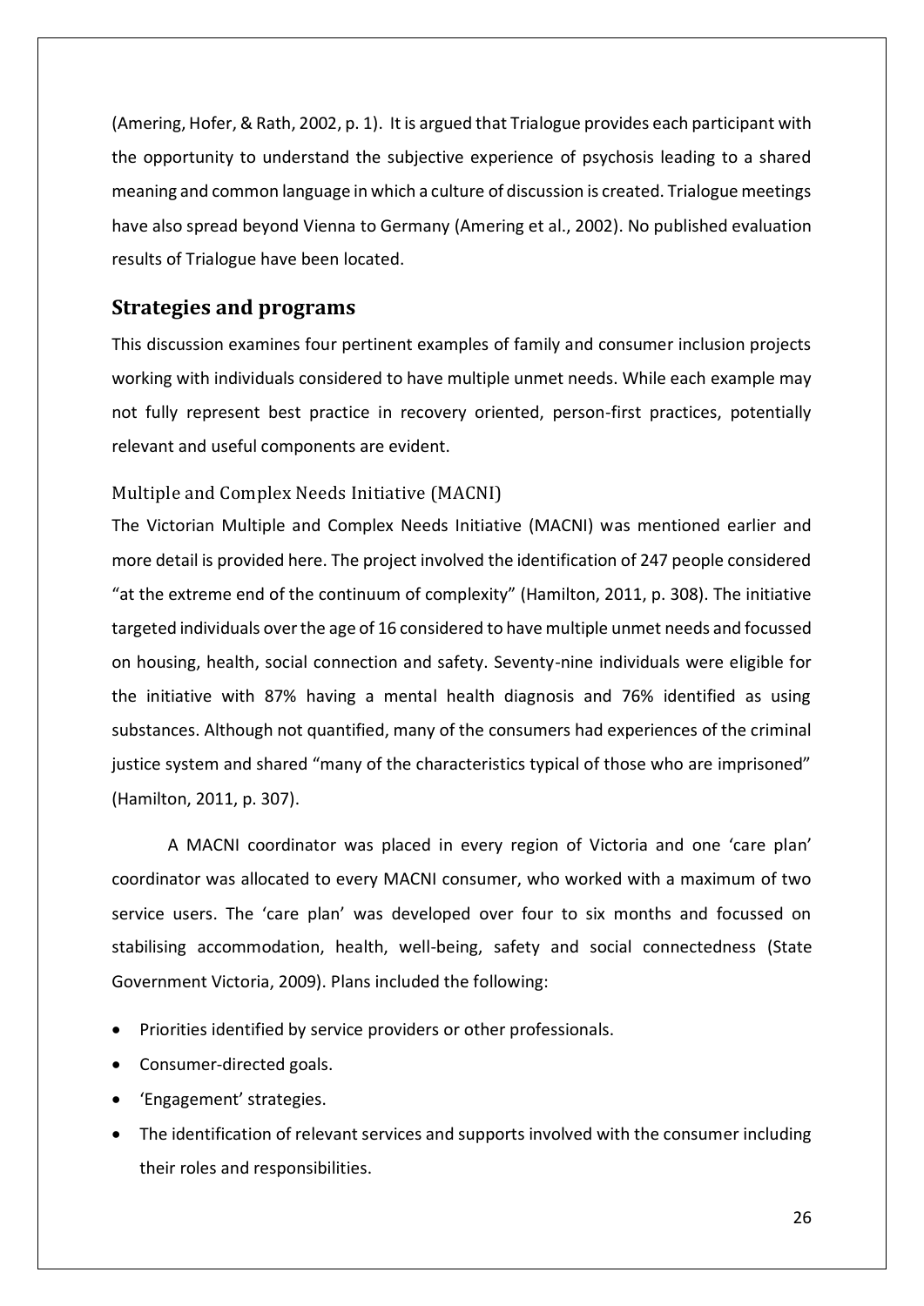(Amering, Hofer, & Rath, 2002, p. 1). It is argued that Trialogue provides each participant with the opportunity to understand the subjective experience of psychosis leading to a shared meaning and common language in which a culture of discussion is created. Trialogue meetings have also spread beyond Vienna to Germany (Amering et al., 2002). No published evaluation results of Trialogue have been located.

## Strategies and programs

This discussion examines four pertinent examples of family and consumer inclusion projects working with individuals considered to have multiple unmet needs. While each example may not fully represent best practice in recovery oriented, person-first practices, potentially relevant and useful components are evident.

### Multiple and Complex Needs Initiative (MACNI)

The Victorian Multiple and Complex Needs Initiative (MACNI) was mentioned earlier and more detail is provided here. The project involved the identification of 247 people considered "at the extreme end of the continuum of complexity" (Hamilton, 2011, p. 308). The initiative targeted individuals over the age of 16 considered to have multiple unmet needs and focussed on housing, health, social connection and safety. Seventy-nine individuals were eligible for the initiative with 87% having a mental health diagnosis and 76% identified as using substances. Although not quantified, many of the consumers had experiences of the criminal justice system and shared "many of the characteristics typical of those who are imprisoned" (Hamilton, 2011, p. 307).

A MACNI coordinator was placed in every region of Victoria and one 'care plan' coordinator was allocated to every MACNI consumer, who worked with a maximum of two service users. The 'care plan' was developed over four to six months and focussed on stabilising accommodation, health, well-being, safety and social connectedness (State Government Victoria, 2009). Plans included the following:

- Priorities identified by service providers or other professionals.
- Consumer-directed goals.
- 'Engagement' strategies.
- The identification of relevant services and supports involved with the consumer including their roles and responsibilities.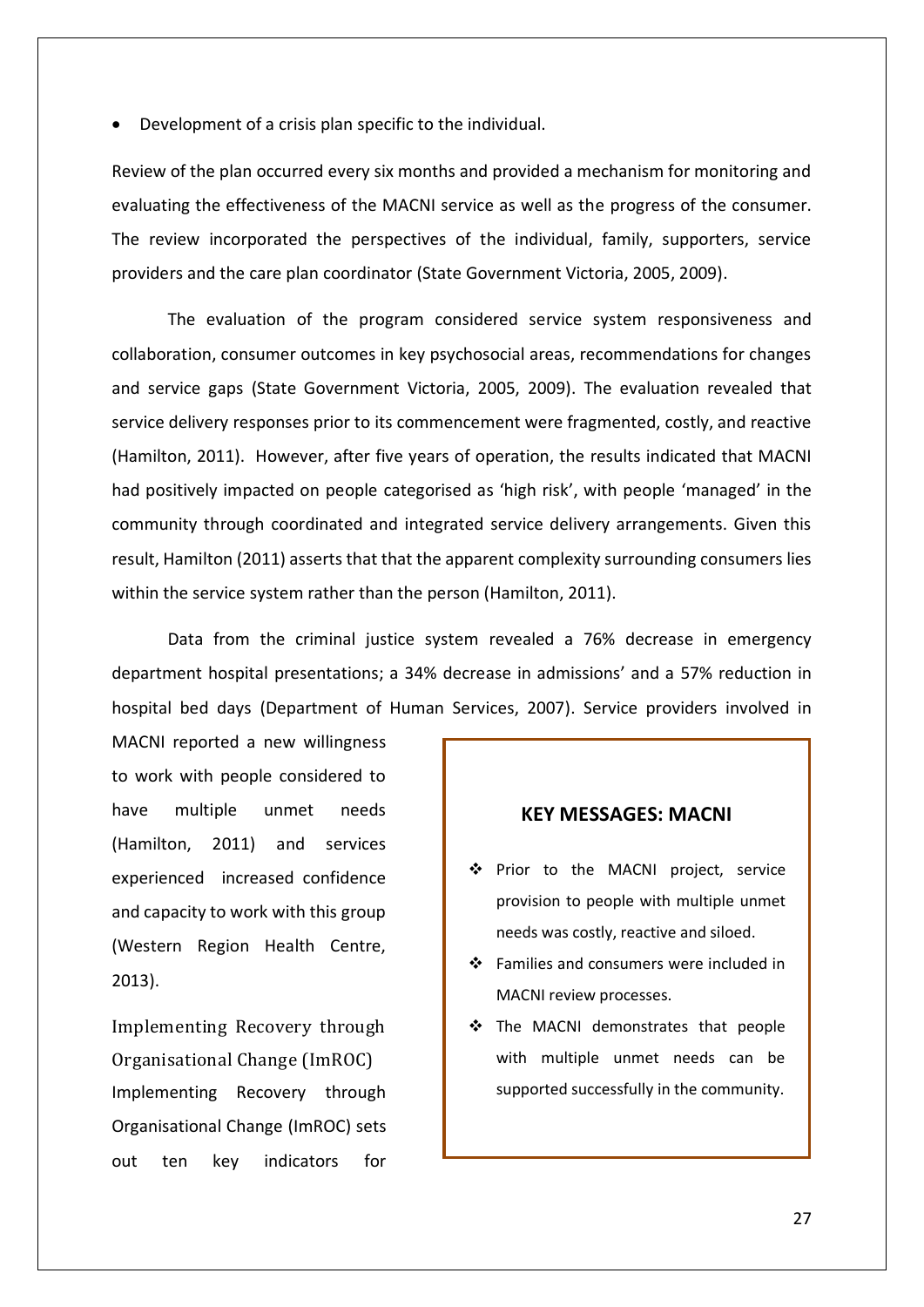- Development of a crisis plan specific to the individual.

Review of the plan occurred every six months and provided a mechanism for monitoring and evaluating the effectiveness of the MACNI service as well as the progress of the consumer. The review incorporated the perspectives of the individual, family, supporters, service providers and the care plan coordinator (State Government Victoria, 2005, 2009).

The evaluation of the program considered service system responsiveness and collaboration, consumer outcomes in key psychosocial areas, recommendations for changes and service gaps (State Government Victoria, 2005, 2009). The evaluation revealed that service delivery responses prior to its commencement were fragmented, costly, and reactive (Hamilton, 2011). However, after five years of operation, the results indicated that MACNI had positively impacted on people categorised as 'high risk', with people 'managed' in the community through coordinated and integrated service delivery arrangements. Given this result, Hamilton (2011) asserts that that the apparent complexity surrounding consumers lies within the service system rather than the person (Hamilton, 2011).

Data from the criminal justice system revealed a 76% decrease in emergency department hospital presentations; a 34% decrease in admissions' and a 57% reduction in hospital bed days (Department of Human Services, 2007). Service providers involved in MACNI reported a new willingness to work with people considered to have multiple unmet needs (Hamilton, 2011) and services experienced increased confidence and capacity to work with this group (Western Region Health Centre, 2013).

> **KEY MESSAGES: MACNI**
>
> - Prior to the MACNI project, service provision to people with multiple unmet needs was costly, reactive and siloed.
> - Families and consumers were included in MACNI review processes.
> - The MACNI demonstrates that people with multiple unmet needs can be supported successfully in the community.

### Implementing Recovery through Organisational Change (ImROC)

Implementing Recovery through Organisational Change (ImROC) sets out ten key indicators for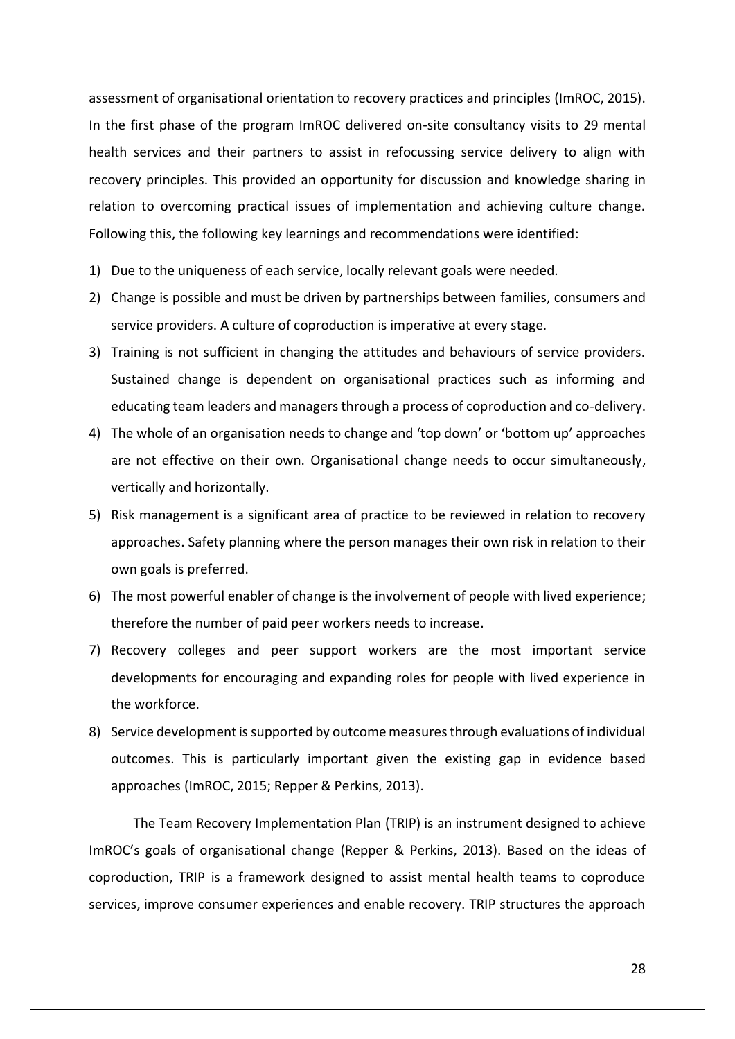assessment of organisational orientation to recovery practices and principles (ImROC, 2015). In the first phase of the program ImROC delivered on-site consultancy visits to 29 mental health services and their partners to assist in refocussing service delivery to align with recovery principles. This provided an opportunity for discussion and knowledge sharing in relation to overcoming practical issues of implementation and achieving culture change. Following this, the following key learnings and recommendations were identified:

1) Due to the uniqueness of each service, locally relevant goals were needed.
2) Change is possible and must be driven by partnerships between families, consumers and service providers. A culture of coproduction is imperative at every stage.
3) Training is not sufficient in changing the attitudes and behaviours of service providers. Sustained change is dependent on organisational practices such as informing and educating team leaders and managers through a process of coproduction and co-delivery.
4) The whole of an organisation needs to change and 'top down' or 'bottom up' approaches are not effective on their own. Organisational change needs to occur simultaneously, vertically and horizontally.
5) Risk management is a significant area of practice to be reviewed in relation to recovery approaches. Safety planning where the person manages their own risk in relation to their own goals is preferred.
6) The most powerful enabler of change is the involvement of people with lived experience; therefore the number of paid peer workers needs to increase.
7) Recovery colleges and peer support workers are the most important service developments for encouraging and expanding roles for people with lived experience in the workforce.
8) Service development is supported by outcome measures through evaluations of individual outcomes. This is particularly important given the existing gap in evidence based approaches (ImROC, 2015; Repper & Perkins, 2013).

The Team Recovery Implementation Plan (TRIP) is an instrument designed to achieve ImROC's goals of organisational change (Repper & Perkins, 2013). Based on the ideas of coproduction, TRIP is a framework designed to assist mental health teams to coproduce services, improve consumer experiences and enable recovery. TRIP structures the approach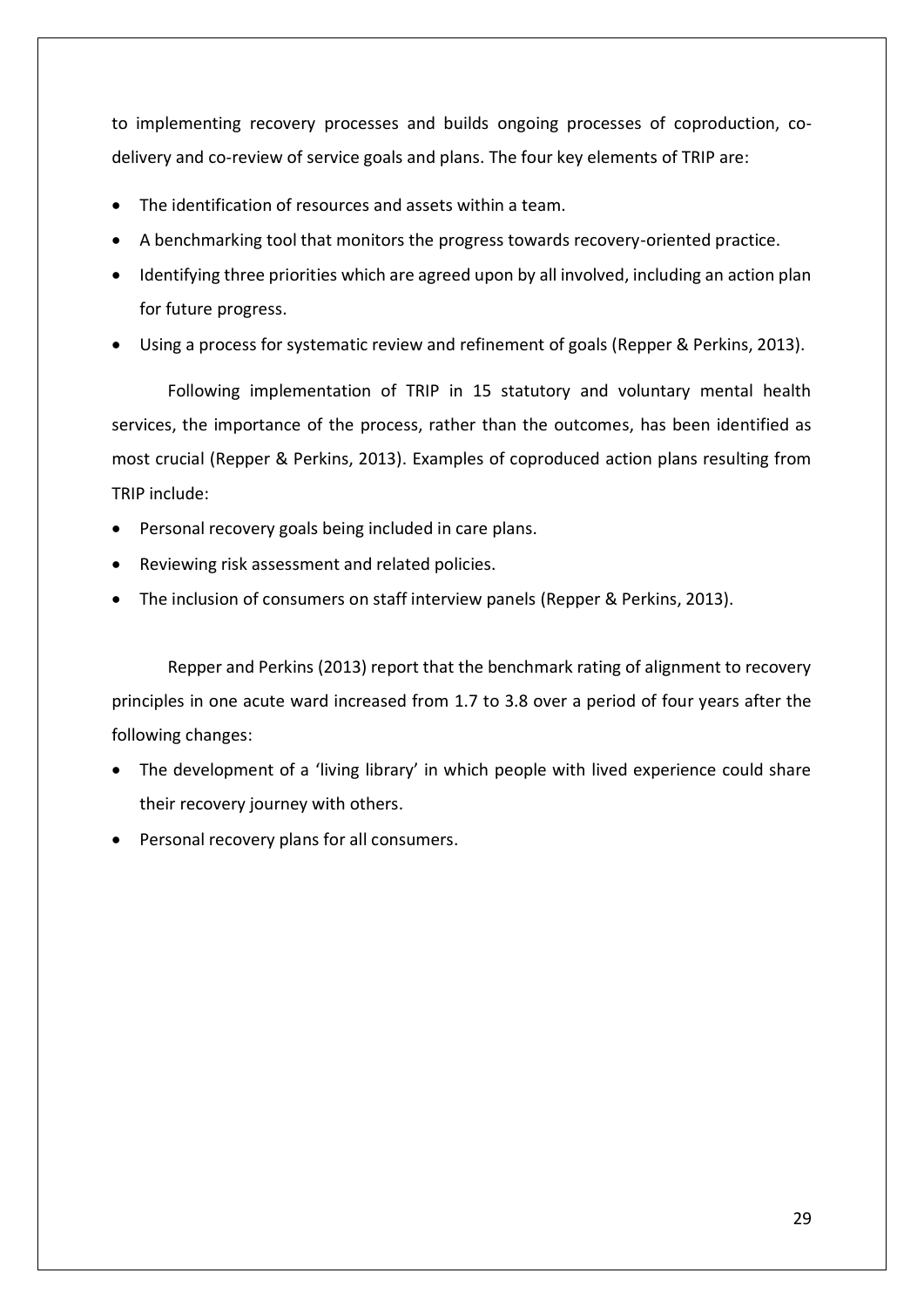to implementing recovery processes and builds ongoing processes of coproduction, co-delivery and co-review of service goals and plans. The four key elements of TRIP are:

- The identification of resources and assets within a team.
- A benchmarking tool that monitors the progress towards recovery-oriented practice.
- Identifying three priorities which are agreed upon by all involved, including an action plan for future progress.
- Using a process for systematic review and refinement of goals (Repper & Perkins, 2013).

Following implementation of TRIP in 15 statutory and voluntary mental health services, the importance of the process, rather than the outcomes, has been identified as most crucial (Repper & Perkins, 2013). Examples of coproduced action plans resulting from TRIP include:

- Personal recovery goals being included in care plans.
- Reviewing risk assessment and related policies.
- The inclusion of consumers on staff interview panels (Repper & Perkins, 2013).

Repper and Perkins (2013) report that the benchmark rating of alignment to recovery principles in one acute ward increased from 1.7 to 3.8 over a period of four years after the following changes:

- The development of a 'living library' in which people with lived experience could share their recovery journey with others.
- Personal recovery plans for all consumers.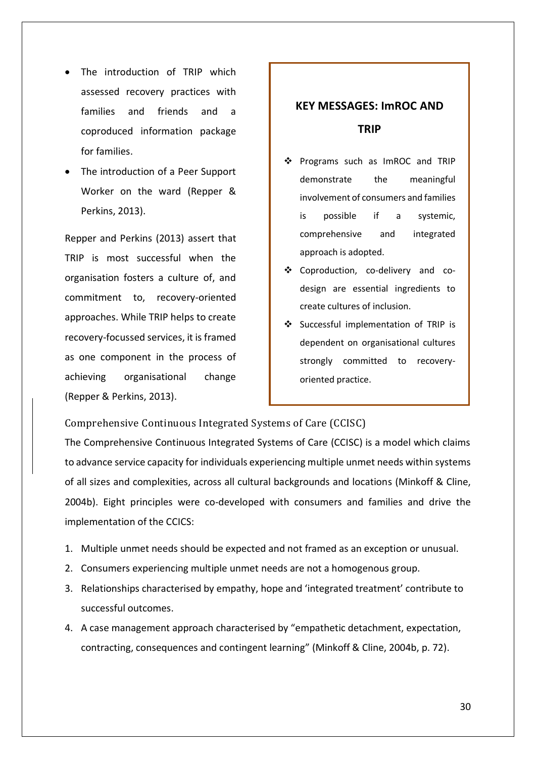- The introduction of TRIP which assessed recovery practices with families and friends and a coproduced information package for families.
- The introduction of a Peer Support Worker on the ward (Repper & Perkins, 2013).

Repper and Perkins (2013) assert that TRIP is most successful when the organisation fosters a culture of, and commitment to, recovery-oriented approaches. While TRIP helps to create recovery-focussed services, it is framed as one component in the process of achieving organisational change (Repper & Perkins, 2013).

> **KEY MESSAGES: ImROC AND TRIP**
>
> - Programs such as ImROC and TRIP demonstrate the meaningful involvement of consumers and families is possible if a systemic, comprehensive and integrated approach is adopted.
> - Coproduction, co-delivery and co-design are essential ingredients to create cultures of inclusion.
> - Successful implementation of TRIP is dependent on organisational cultures strongly committed to recovery-oriented practice.

### Comprehensive Continuous Integrated Systems of Care (CCISC)

The Comprehensive Continuous Integrated Systems of Care (CCISC) is a model which claims to advance service capacity for individuals experiencing multiple unmet needs within systems of all sizes and complexities, across all cultural backgrounds and locations (Minkoff & Cline, 2004b). Eight principles were co-developed with consumers and families and drive the implementation of the CCICS:

1. Multiple unmet needs should be expected and not framed as an exception or unusual.
2. Consumers experiencing multiple unmet needs are not a homogenous group.
3. Relationships characterised by empathy, hope and 'integrated treatment' contribute to successful outcomes.
4. A case management approach characterised by "empathetic detachment, expectation, contracting, consequences and contingent learning" (Minkoff & Cline, 2004b, p. 72).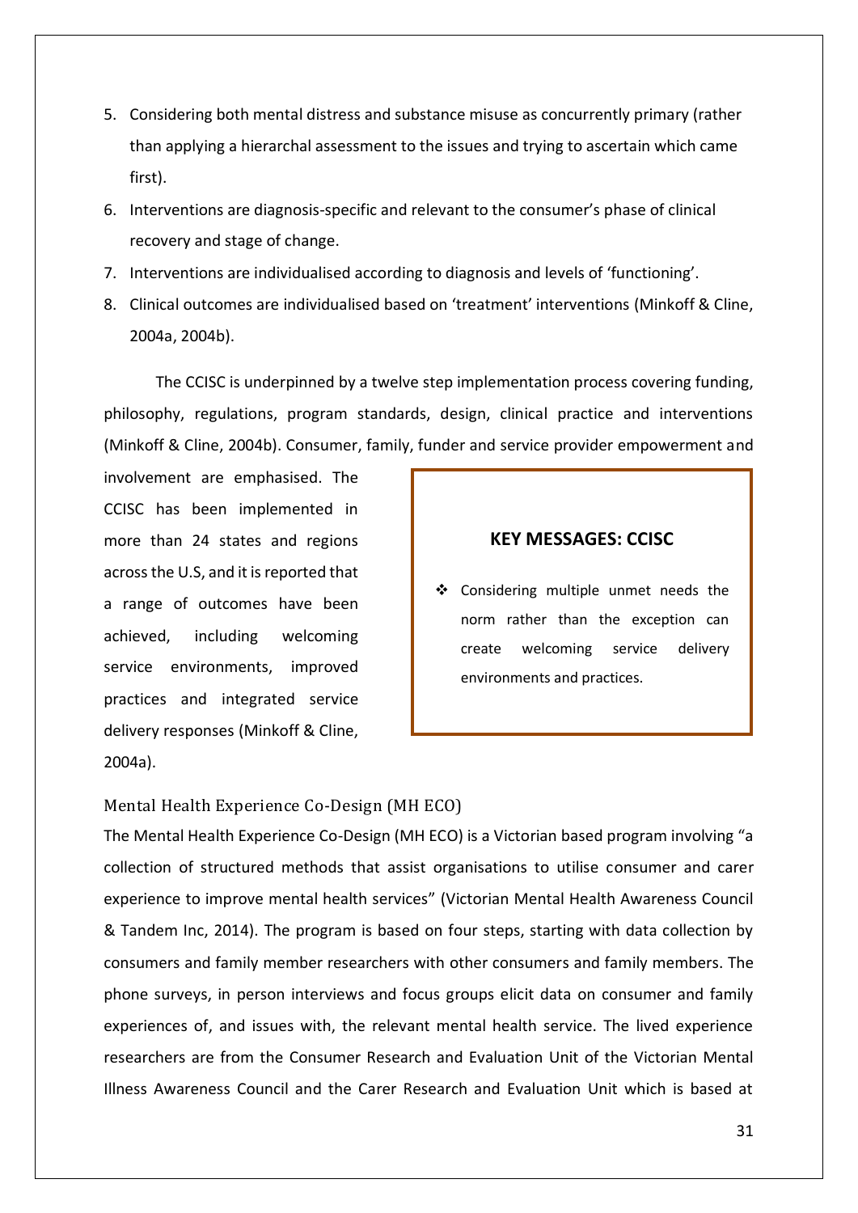5. Considering both mental distress and substance misuse as concurrently primary (rather than applying a hierarchal assessment to the issues and trying to ascertain which came first).
6. Interventions are diagnosis-specific and relevant to the consumer's phase of clinical recovery and stage of change.
7. Interventions are individualised according to diagnosis and levels of 'functioning'.
8. Clinical outcomes are individualised based on 'treatment' interventions (Minkoff & Cline, 2004a, 2004b).

The CCISC is underpinned by a twelve step implementation process covering funding, philosophy, regulations, program standards, design, clinical practice and interventions (Minkoff & Cline, 2004b). Consumer, family, funder and service provider empowerment and involvement are emphasised. The CCISC has been implemented in more than 24 states and regions across the U.S, and it is reported that a range of outcomes have been achieved, including welcoming service environments, improved practices and integrated service delivery responses (Minkoff & Cline, 2004a).

> **KEY MESSAGES: CCISC**
>
> ❖ Considering multiple unmet needs the norm rather than the exception can create welcoming service delivery environments and practices.

### Mental Health Experience Co-Design (MH ECO)

The Mental Health Experience Co-Design (MH ECO) is a Victorian based program involving "a collection of structured methods that assist organisations to utilise consumer and carer experience to improve mental health services" (Victorian Mental Health Awareness Council & Tandem Inc, 2014). The program is based on four steps, starting with data collection by consumers and family member researchers with other consumers and family members. The phone surveys, in person interviews and focus groups elicit data on consumer and family experiences of, and issues with, the relevant mental health service. The lived experience researchers are from the Consumer Research and Evaluation Unit of the Victorian Mental Illness Awareness Council and the Carer Research and Evaluation Unit which is based at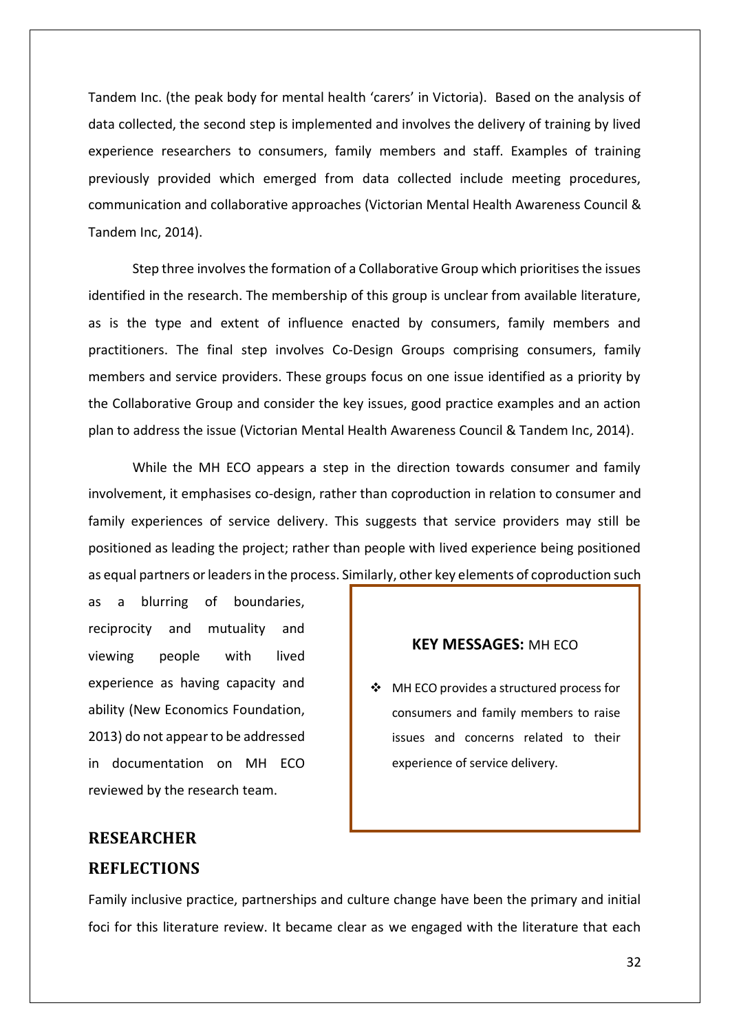Tandem Inc. (the peak body for mental health 'carers' in Victoria). Based on the analysis of data collected, the second step is implemented and involves the delivery of training by lived experience researchers to consumers, family members and staff. Examples of training previously provided which emerged from data collected include meeting procedures, communication and collaborative approaches (Victorian Mental Health Awareness Council & Tandem Inc, 2014).

Step three involves the formation of a Collaborative Group which prioritises the issues identified in the research. The membership of this group is unclear from available literature, as is the type and extent of influence enacted by consumers, family members and practitioners. The final step involves Co-Design Groups comprising consumers, family members and service providers. These groups focus on one issue identified as a priority by the Collaborative Group and consider the key issues, good practice examples and an action plan to address the issue (Victorian Mental Health Awareness Council & Tandem Inc, 2014).

While the MH ECO appears a step in the direction towards consumer and family involvement, it emphasises co-design, rather than coproduction in relation to consumer and family experiences of service delivery. This suggests that service providers may still be positioned as leading the project; rather than people with lived experience being positioned as equal partners or leaders in the process. Similarly, other key elements of coproduction such as a blurring of boundaries, reciprocity and mutuality and viewing people with lived experience as having capacity and ability (New Economics Foundation, 2013) do not appear to be addressed in documentation on MH ECO reviewed by the research team.

> **KEY MESSAGES:** MH ECO
>
> - MH ECO provides a structured process for consumers and family members to raise issues and concerns related to their experience of service delivery.

## RESEARCHER REFLECTIONS

Family inclusive practice, partnerships and culture change have been the primary and initial foci for this literature review. It became clear as we engaged with the literature that each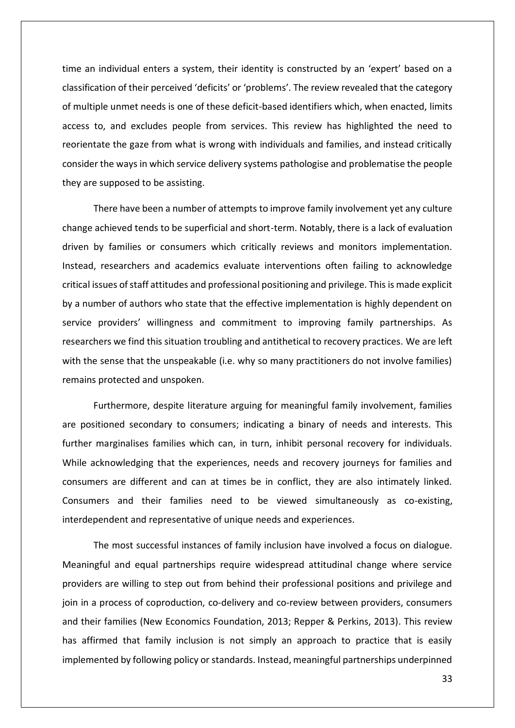time an individual enters a system, their identity is constructed by an 'expert' based on a classification of their perceived 'deficits' or 'problems'. The review revealed that the category of multiple unmet needs is one of these deficit-based identifiers which, when enacted, limits access to, and excludes people from services. This review has highlighted the need to reorientate the gaze from what is wrong with individuals and families, and instead critically consider the ways in which service delivery systems pathologise and problematise the people they are supposed to be assisting.

There have been a number of attempts to improve family involvement yet any culture change achieved tends to be superficial and short-term. Notably, there is a lack of evaluation driven by families or consumers which critically reviews and monitors implementation. Instead, researchers and academics evaluate interventions often failing to acknowledge critical issues of staff attitudes and professional positioning and privilege. This is made explicit by a number of authors who state that the effective implementation is highly dependent on service providers' willingness and commitment to improving family partnerships. As researchers we find this situation troubling and antithetical to recovery practices. We are left with the sense that the unspeakable (i.e. why so many practitioners do not involve families) remains protected and unspoken.

Furthermore, despite literature arguing for meaningful family involvement, families are positioned secondary to consumers; indicating a binary of needs and interests. This further marginalises families which can, in turn, inhibit personal recovery for individuals. While acknowledging that the experiences, needs and recovery journeys for families and consumers are different and can at times be in conflict, they are also intimately linked. Consumers and their families need to be viewed simultaneously as co-existing, interdependent and representative of unique needs and experiences.

The most successful instances of family inclusion have involved a focus on dialogue. Meaningful and equal partnerships require widespread attitudinal change where service providers are willing to step out from behind their professional positions and privilege and join in a process of coproduction, co-delivery and co-review between providers, consumers and their families (New Economics Foundation, 2013; Repper & Perkins, 2013). This review has affirmed that family inclusion is not simply an approach to practice that is easily implemented by following policy or standards. Instead, meaningful partnerships underpinned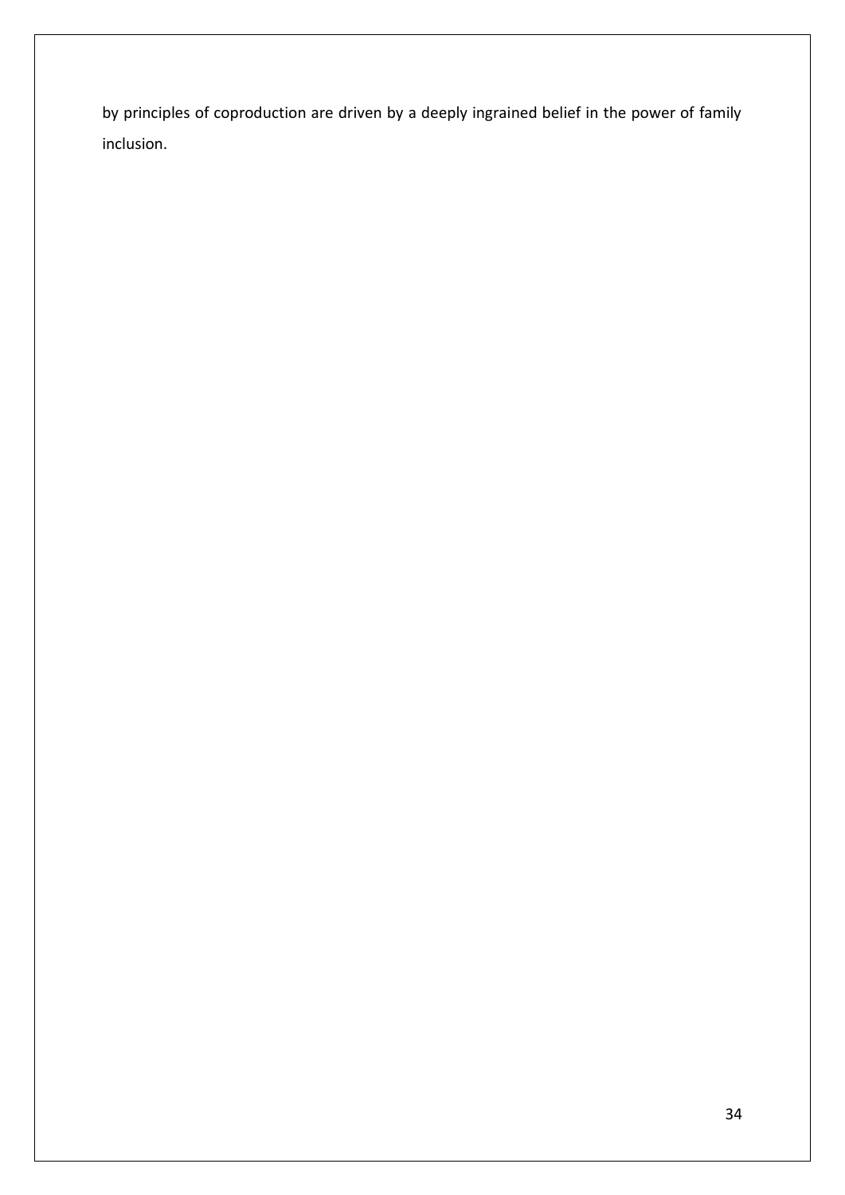by principles of coproduction are driven by a deeply ingrained belief in the power of family inclusion.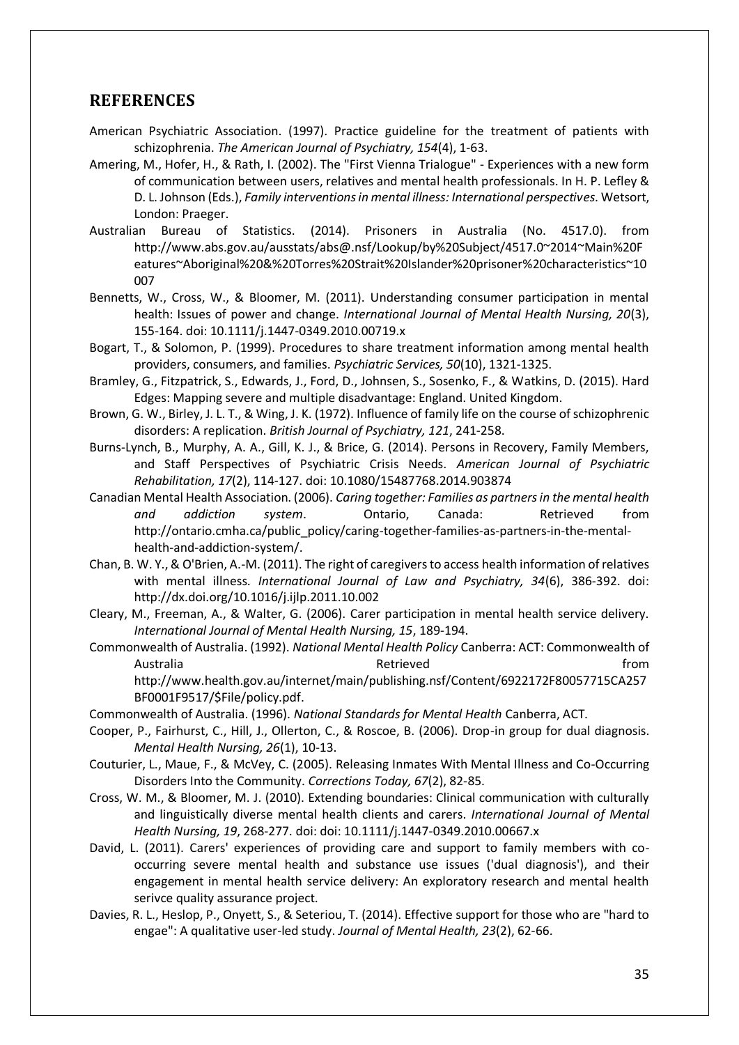## REFERENCES

American Psychiatric Association. (1997). Practice guideline for the treatment of patients with schizophrenia. *The American Journal of Psychiatry, 154*(4), 1-63.

Amering, M., Hofer, H., & Rath, I. (2002). The "First Vienna Trialogue" - Experiences with a new form of communication between users, relatives and mental health professionals. In H. P. Lefley & D. L. Johnson (Eds.), *Family interventions in mental illness: International perspectives*. Wetsort, London: Praeger.

Australian Bureau of Statistics. (2014). Prisoners in Australia (No. 4517.0). from http://www.abs.gov.au/ausstats/abs@.nsf/Lookup/by%20Subject/4517.0~2014~Main%20Features~Aboriginal%20&%20Torres%20Strait%20Islander%20prisoner%20characteristics~10007

Bennetts, W., Cross, W., & Bloomer, M. (2011). Understanding consumer participation in mental health: Issues of power and change. *International Journal of Mental Health Nursing, 20*(3), 155-164. doi: 10.1111/j.1447-0349.2010.00719.x

Bogart, T., & Solomon, P. (1999). Procedures to share treatment information among mental health providers, consumers, and families. *Psychiatric Services, 50*(10), 1321-1325.

Bramley, G., Fitzpatrick, S., Edwards, J., Ford, D., Johnsen, S., Sosenko, F., & Watkins, D. (2015). Hard Edges: Mapping severe and multiple disadvantage: England. United Kingdom.

Brown, G. W., Birley, J. L. T., & Wing, J. K. (1972). Influence of family life on the course of schizophrenic disorders: A replication. *British Journal of Psychiatry, 121*, 241-258.

Burns-Lynch, B., Murphy, A. A., Gill, K. J., & Brice, G. (2014). Persons in Recovery, Family Members, and Staff Perspectives of Psychiatric Crisis Needs. *American Journal of Psychiatric Rehabilitation, 17*(2), 114-127. doi: 10.1080/15487768.2014.903874

Canadian Mental Health Association. (2006). *Caring together: Families as partners in the mental health and addiction system*. Ontario, Canada: Retrieved from http://ontario.cmha.ca/public_policy/caring-together-families-as-partners-in-the-mental-health-and-addiction-system/.

Chan, B. W. Y., & O'Brien, A.-M. (2011). The right of caregivers to access health information of relatives with mental illness. *International Journal of Law and Psychiatry, 34*(6), 386-392. doi: http://dx.doi.org/10.1016/j.ijlp.2011.10.002

Cleary, M., Freeman, A., & Walter, G. (2006). Carer participation in mental health service delivery. *International Journal of Mental Health Nursing, 15*, 189-194.

Commonwealth of Australia. (1992). *National Mental Health Policy* Canberra: ACT: Commonwealth of Australia Retrieved from http://www.health.gov.au/internet/main/publishing.nsf/Content/6922172F80057715CA257BF0001F9517/$File/policy.pdf.

Commonwealth of Australia. (1996). *National Standards for Mental Health* Canberra, ACT.

Cooper, P., Fairhurst, C., Hill, J., Ollerton, C., & Roscoe, B. (2006). Drop-in group for dual diagnosis. *Mental Health Nursing, 26*(1), 10-13.

Couturier, L., Maue, F., & McVey, C. (2005). Releasing Inmates With Mental Illness and Co-Occurring Disorders Into the Community. *Corrections Today, 67*(2), 82-85.

Cross, W. M., & Bloomer, M. J. (2010). Extending boundaries: Clinical communication with culturally and linguistically diverse mental health clients and carers. *International Journal of Mental Health Nursing, 19*, 268-277. doi: doi: 10.1111/j.1447-0349.2010.00667.x

David, L. (2011). Carers' experiences of providing care and support to family members with co-occurring severe mental health and substance use issues ('dual diagnosis'), and their engagement in mental health service delivery: An exploratory research and mental health serivce quality assurance project.

Davies, R. L., Heslop, P., Onyett, S., & Seteriou, T. (2014). Effective support for those who are "hard to engae": A qualitative user-led study. *Journal of Mental Health, 23*(2), 62-66.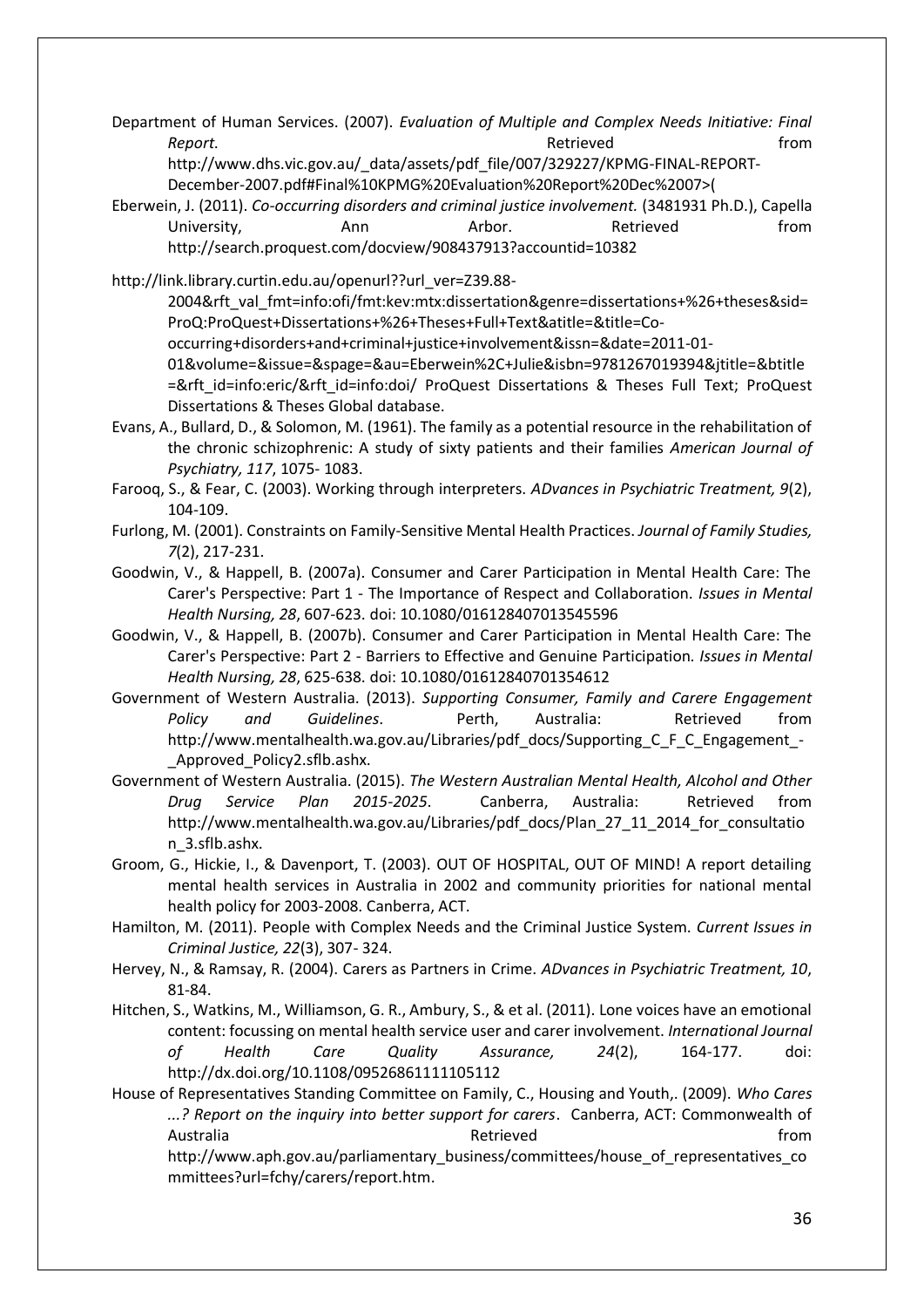Department of Human Services. (2007). *Evaluation of Multiple and Complex Needs Initiative: Final Report*. Retrieved from http://www.dhs.vic.gov.au/_data/assets/pdf_file/007/329227/KPMG-FINAL-REPORT-December-2007.pdf#Final%10KPMG%20Evaluation%20Report%20Dec%2007>(

Eberwein, J. (2011). *Co-occurring disorders and criminal justice involvement.* (3481931 Ph.D.), Capella University, Ann Arbor. Retrieved from http://search.proquest.com/docview/908437913?accountid=10382

http://link.library.curtin.edu.au/openurl??url_ver=Z39.88-2004&rft_val_fmt=info:ofi/fmt:kev:mtx:dissertation&genre=dissertations+%26+theses&sid=ProQ:ProQuest+Dissertations+%26+Theses+Full+Text&atitle=&title=Co-occurring+disorders+and+criminal+justice+involvement&issn=&date=2011-01-01&volume=&issue=&spage=&au=Eberwein%2C+Julie&isbn=9781267019394&jtitle=&btitle=&rft_id=info:eric/&rft_id=info:doi/ ProQuest Dissertations & Theses Full Text; ProQuest Dissertations & Theses Global database.

Evans, A., Bullard, D., & Solomon, M. (1961). The family as a potential resource in the rehabilitation of the chronic schizophrenic: A study of sixty patients and their families *American Journal of Psychiatry, 117*, 1075- 1083.

Farooq, S., & Fear, C. (2003). Working through interpreters. *ADvances in Psychiatric Treatment, 9*(2), 104-109.

Furlong, M. (2001). Constraints on Family-Sensitive Mental Health Practices. *Journal of Family Studies, 7*(2), 217-231.

Goodwin, V., & Happell, B. (2007a). Consumer and Carer Participation in Mental Health Care: The Carer's Perspective: Part 1 - The Importance of Respect and Collaboration. *Issues in Mental Health Nursing, 28*, 607-623. doi: 10.1080/016128407013545596

Goodwin, V., & Happell, B. (2007b). Consumer and Carer Participation in Mental Health Care: The Carer's Perspective: Part 2 - Barriers to Effective and Genuine Participation. *Issues in Mental Health Nursing, 28*, 625-638. doi: 10.1080/01612840701354612

Government of Western Australia. (2013). *Supporting Consumer, Family and Carere Engagement Policy and Guidelines*. Perth, Australia: Retrieved from http://www.mentalhealth.wa.gov.au/Libraries/pdf_docs/Supporting_C_F_C_Engagement_-_Approved_Policy2.sflb.ashx.

Government of Western Australia. (2015). *The Western Australian Mental Health, Alcohol and Other Drug Service Plan 2015-2025*. Canberra, Australia: Retrieved from http://www.mentalhealth.wa.gov.au/Libraries/pdf_docs/Plan_27_11_2014_for_consultation_3.sflb.ashx.

Groom, G., Hickie, I., & Davenport, T. (2003). OUT OF HOSPITAL, OUT OF MIND! A report detailing mental health services in Australia in 2002 and community priorities for national mental health policy for 2003-2008. Canberra, ACT.

Hamilton, M. (2011). People with Complex Needs and the Criminal Justice System. *Current Issues in Criminal Justice, 22*(3), 307- 324.

Hervey, N., & Ramsay, R. (2004). Carers as Partners in Crime. *ADvances in Psychiatric Treatment, 10*, 81-84.

Hitchen, S., Watkins, M., Williamson, G. R., Ambury, S., & et al. (2011). Lone voices have an emotional content: focussing on mental health service user and carer involvement. *International Journal of Health Care Quality Assurance, 24*(2), 164-177. doi: http://dx.doi.org/10.1108/09526861111105112

House of Representatives Standing Committee on Family, C., Housing and Youth,. (2009). *Who Cares ...? Report on the inquiry into better support for carers*. Canberra, ACT: Commonwealth of Australia Retrieved from http://www.aph.gov.au/parliamentary_business/committees/house_of_representatives_committees?url=fchy/carers/report.htm.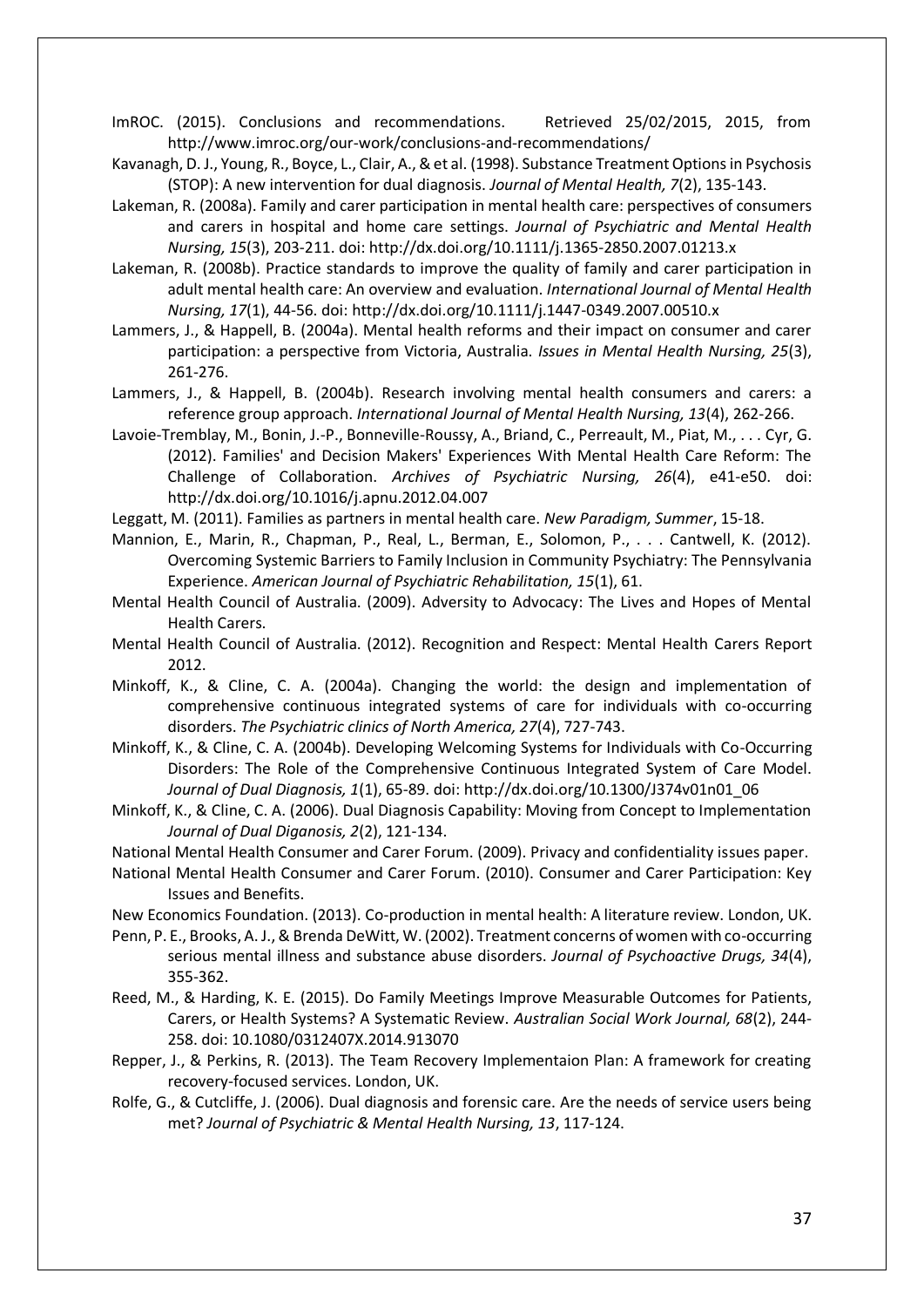ImROC. (2015). Conclusions and recommendations. Retrieved 25/02/2015, 2015, from http://www.imroc.org/our-work/conclusions-and-recommendations/

Kavanagh, D. J., Young, R., Boyce, L., Clair, A., & et al. (1998). Substance Treatment Options in Psychosis (STOP): A new intervention for dual diagnosis. *Journal of Mental Health, 7*(2), 135-143.

Lakeman, R. (2008a). Family and carer participation in mental health care: perspectives of consumers and carers in hospital and home care settings. *Journal of Psychiatric and Mental Health Nursing, 15*(3), 203-211. doi: http://dx.doi.org/10.1111/j.1365-2850.2007.01213.x

Lakeman, R. (2008b). Practice standards to improve the quality of family and carer participation in adult mental health care: An overview and evaluation. *International Journal of Mental Health Nursing, 17*(1), 44-56. doi: http://dx.doi.org/10.1111/j.1447-0349.2007.00510.x

Lammers, J., & Happell, B. (2004a). Mental health reforms and their impact on consumer and carer participation: a perspective from Victoria, Australia. *Issues in Mental Health Nursing, 25*(3), 261-276.

Lammers, J., & Happell, B. (2004b). Research involving mental health consumers and carers: a reference group approach. *International Journal of Mental Health Nursing, 13*(4), 262-266.

Lavoie-Tremblay, M., Bonin, J.-P., Bonneville-Roussy, A., Briand, C., Perreault, M., Piat, M., . . . Cyr, G. (2012). Families' and Decision Makers' Experiences With Mental Health Care Reform: The Challenge of Collaboration. *Archives of Psychiatric Nursing, 26*(4), e41-e50. doi: http://dx.doi.org/10.1016/j.apnu.2012.04.007

Leggatt, M. (2011). Families as partners in mental health care. *New Paradigm, Summer*, 15-18.

Mannion, E., Marin, R., Chapman, P., Real, L., Berman, E., Solomon, P., . . . Cantwell, K. (2012). Overcoming Systemic Barriers to Family Inclusion in Community Psychiatry: The Pennsylvania Experience. *American Journal of Psychiatric Rehabilitation, 15*(1), 61.

Mental Health Council of Australia. (2009). Adversity to Advocacy: The Lives and Hopes of Mental Health Carers.

Mental Health Council of Australia. (2012). Recognition and Respect: Mental Health Carers Report 2012.

Minkoff, K., & Cline, C. A. (2004a). Changing the world: the design and implementation of comprehensive continuous integrated systems of care for individuals with co-occurring disorders. *The Psychiatric clinics of North America, 27*(4), 727-743.

Minkoff, K., & Cline, C. A. (2004b). Developing Welcoming Systems for Individuals with Co-Occurring Disorders: The Role of the Comprehensive Continuous Integrated System of Care Model. *Journal of Dual Diagnosis, 1*(1), 65-89. doi: http://dx.doi.org/10.1300/J374v01n01_06

Minkoff, K., & Cline, C. A. (2006). Dual Diagnosis Capability: Moving from Concept to Implementation *Journal of Dual Diganosis, 2*(2), 121-134.

National Mental Health Consumer and Carer Forum. (2009). Privacy and confidentiality issues paper.

National Mental Health Consumer and Carer Forum. (2010). Consumer and Carer Participation: Key Issues and Benefits.

New Economics Foundation. (2013). Co-production in mental health: A literature review. London, UK.

Penn, P. E., Brooks, A. J., & Brenda DeWitt, W. (2002). Treatment concerns of women with co-occurring serious mental illness and substance abuse disorders. *Journal of Psychoactive Drugs, 34*(4), 355-362.

Reed, M., & Harding, K. E. (2015). Do Family Meetings Improve Measurable Outcomes for Patients, Carers, or Health Systems? A Systematic Review. *Australian Social Work Journal, 68*(2), 244-258. doi: 10.1080/0312407X.2014.913070

Repper, J., & Perkins, R. (2013). The Team Recovery Implementaion Plan: A framework for creating recovery-focused services. London, UK.

Rolfe, G., & Cutcliffe, J. (2006). Dual diagnosis and forensic care. Are the needs of service users being met? *Journal of Psychiatric & Mental Health Nursing, 13*, 117-124.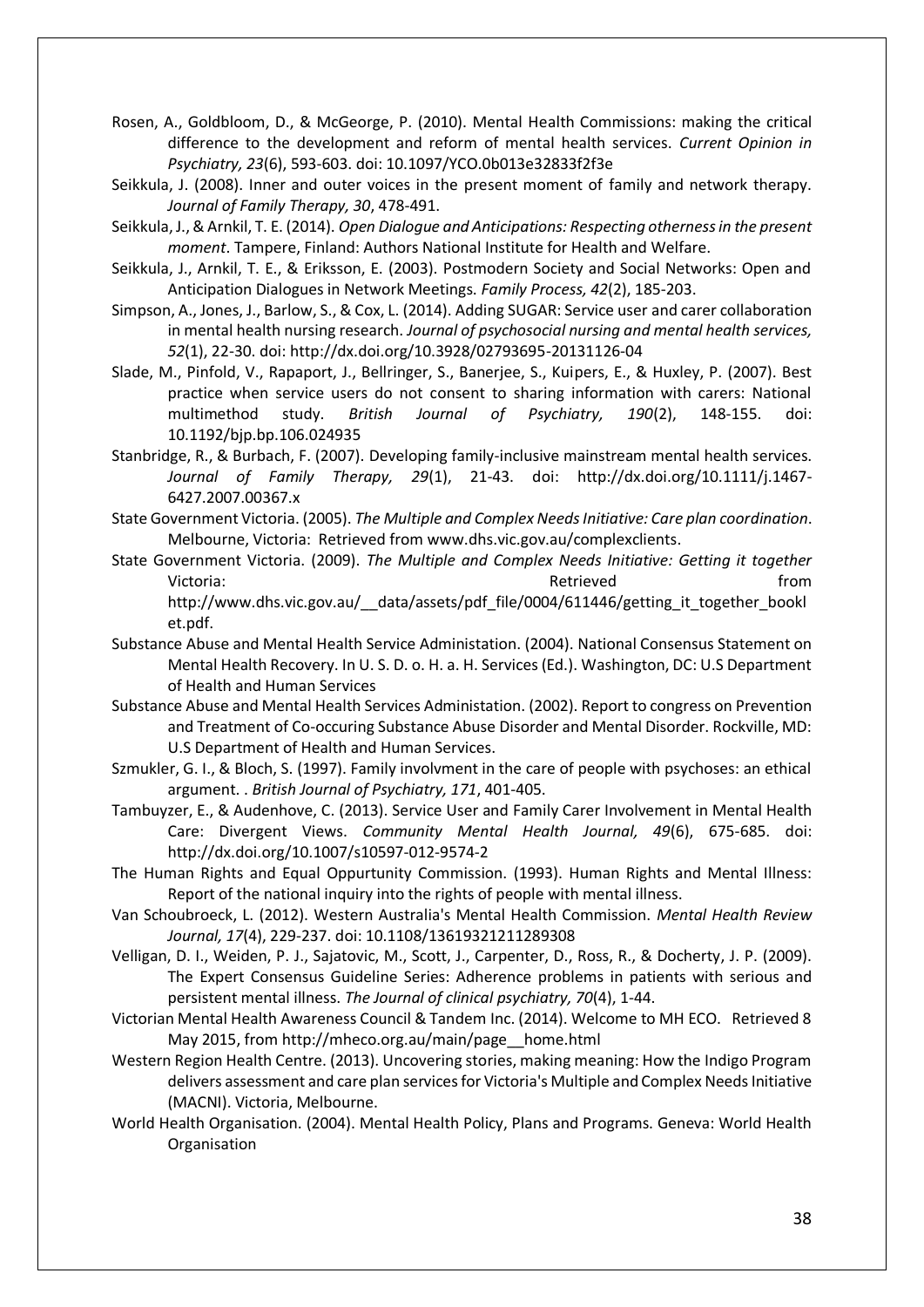Rosen, A., Goldbloom, D., & McGeorge, P. (2010). Mental Health Commissions: making the critical difference to the development and reform of mental health services. *Current Opinion in Psychiatry, 23*(6), 593-603. doi: 10.1097/YCO.0b013e32833f2f3e

Seikkula, J. (2008). Inner and outer voices in the present moment of family and network therapy. *Journal of Family Therapy, 30*, 478-491.

Seikkula, J., & Arnkil, T. E. (2014). *Open Dialogue and Anticipations: Respecting otherness in the present moment*. Tampere, Finland: Authors National Institute for Health and Welfare.

Seikkula, J., Arnkil, T. E., & Eriksson, E. (2003). Postmodern Society and Social Networks: Open and Anticipation Dialogues in Network Meetings. *Family Process, 42*(2), 185-203.

Simpson, A., Jones, J., Barlow, S., & Cox, L. (2014). Adding SUGAR: Service user and carer collaboration in mental health nursing research. *Journal of psychosocial nursing and mental health services, 52*(1), 22-30. doi: http://dx.doi.org/10.3928/02793695-20131126-04

Slade, M., Pinfold, V., Rapaport, J., Bellringer, S., Banerjee, S., Kuipers, E., & Huxley, P. (2007). Best practice when service users do not consent to sharing information with carers: National multimethod study. *British Journal of Psychiatry, 190*(2), 148-155. doi: 10.1192/bjp.bp.106.024935

Stanbridge, R., & Burbach, F. (2007). Developing family-inclusive mainstream mental health services. *Journal of Family Therapy, 29*(1), 21-43. doi: http://dx.doi.org/10.1111/j.1467-6427.2007.00367.x

State Government Victoria. (2005). *The Multiple and Complex Needs Initiative: Care plan coordination*. Melbourne, Victoria: Retrieved from www.dhs.vic.gov.au/complexclients.

State Government Victoria. (2009). *The Multiple and Complex Needs Initiative: Getting it together* Victoria: Retrieved from http://www.dhs.vic.gov.au/__data/assets/pdf_file/0004/611446/getting_it_together_booklet.pdf.

Substance Abuse and Mental Health Service Administation. (2004). National Consensus Statement on Mental Health Recovery. In U. S. D. o. H. a. H. Services (Ed.). Washington, DC: U.S Department of Health and Human Services

Substance Abuse and Mental Health Services Administation. (2002). Report to congress on Prevention and Treatment of Co-occuring Substance Abuse Disorder and Mental Disorder. Rockville, MD: U.S Department of Health and Human Services.

Szmukler, G. I., & Bloch, S. (1997). Family involvment in the care of people with psychoses: an ethical argument. . *British Journal of Psychiatry, 171*, 401-405.

Tambuyzer, E., & Audenhove, C. (2013). Service User and Family Carer Involvement in Mental Health Care: Divergent Views. *Community Mental Health Journal, 49*(6), 675-685. doi: http://dx.doi.org/10.1007/s10597-012-9574-2

The Human Rights and Equal Oppurtunity Commission. (1993). Human Rights and Mental Illness: Report of the national inquiry into the rights of people with mental illness.

Van Schoubroeck, L. (2012). Western Australia's Mental Health Commission. *Mental Health Review Journal, 17*(4), 229-237. doi: 10.1108/13619321211289308

Velligan, D. I., Weiden, P. J., Sajatovic, M., Scott, J., Carpenter, D., Ross, R., & Docherty, J. P. (2009). The Expert Consensus Guideline Series: Adherence problems in patients with serious and persistent mental illness. *The Journal of clinical psychiatry, 70*(4), 1-44.

Victorian Mental Health Awareness Council & Tandem Inc. (2014). Welcome to MH ECO. Retrieved 8 May 2015, from http://mheco.org.au/main/page__home.html

Western Region Health Centre. (2013). Uncovering stories, making meaning: How the Indigo Program delivers assessment and care plan services for Victoria's Multiple and Complex Needs Initiative (MACNI). Victoria, Melbourne.

World Health Organisation. (2004). Mental Health Policy, Plans and Programs. Geneva: World Health Organisation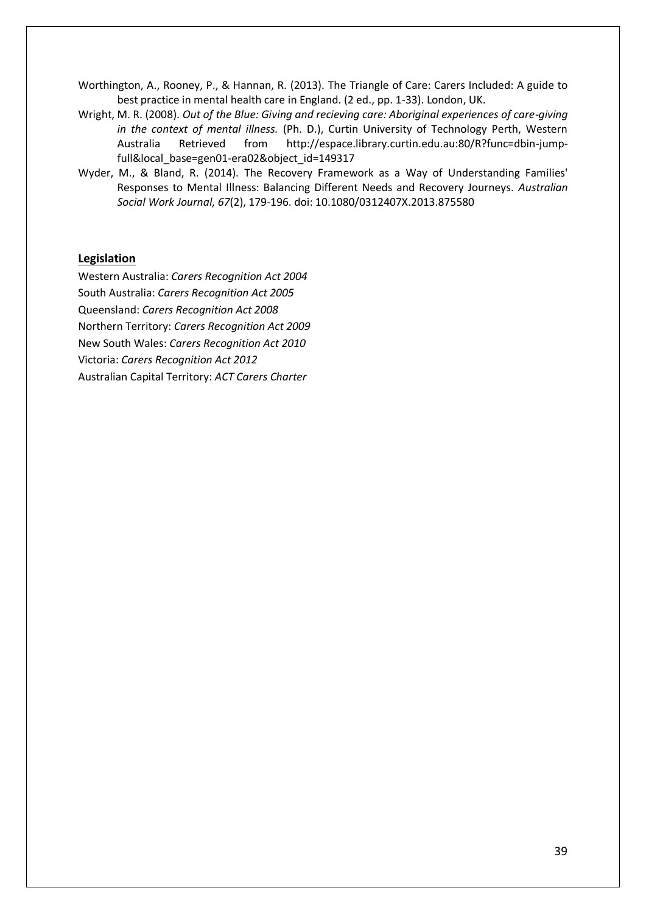Worthington, A., Rooney, P., & Hannan, R. (2013). The Triangle of Care: Carers Included: A guide to best practice in mental health care in England. (2 ed., pp. 1-33). London, UK.

Wright, M. R. (2008). *Out of the Blue: Giving and recieving care: Aboriginal experiences of care-giving in the context of mental illness.* (Ph. D.), Curtin University of Technology Perth, Western Australia Retrieved from http://espace.library.curtin.edu.au:80/R?func=dbin-jump-full&local_base=gen01-era02&object_id=149317

Wyder, M., & Bland, R. (2014). The Recovery Framework as a Way of Understanding Families' Responses to Mental Illness: Balancing Different Needs and Recovery Journeys. *Australian Social Work Journal, 67*(2), 179-196. doi: 10.1080/0312407X.2013.875580

## Legislation

Western Australia: *Carers Recognition Act 2004*
South Australia: *Carers Recognition Act 2005*
Queensland: *Carers Recognition Act 2008*
Northern Territory: *Carers Recognition Act 2009*
New South Wales: *Carers Recognition Act 2010*
Victoria: *Carers Recognition Act 2012*
Australian Capital Territory: *ACT Carers Charter*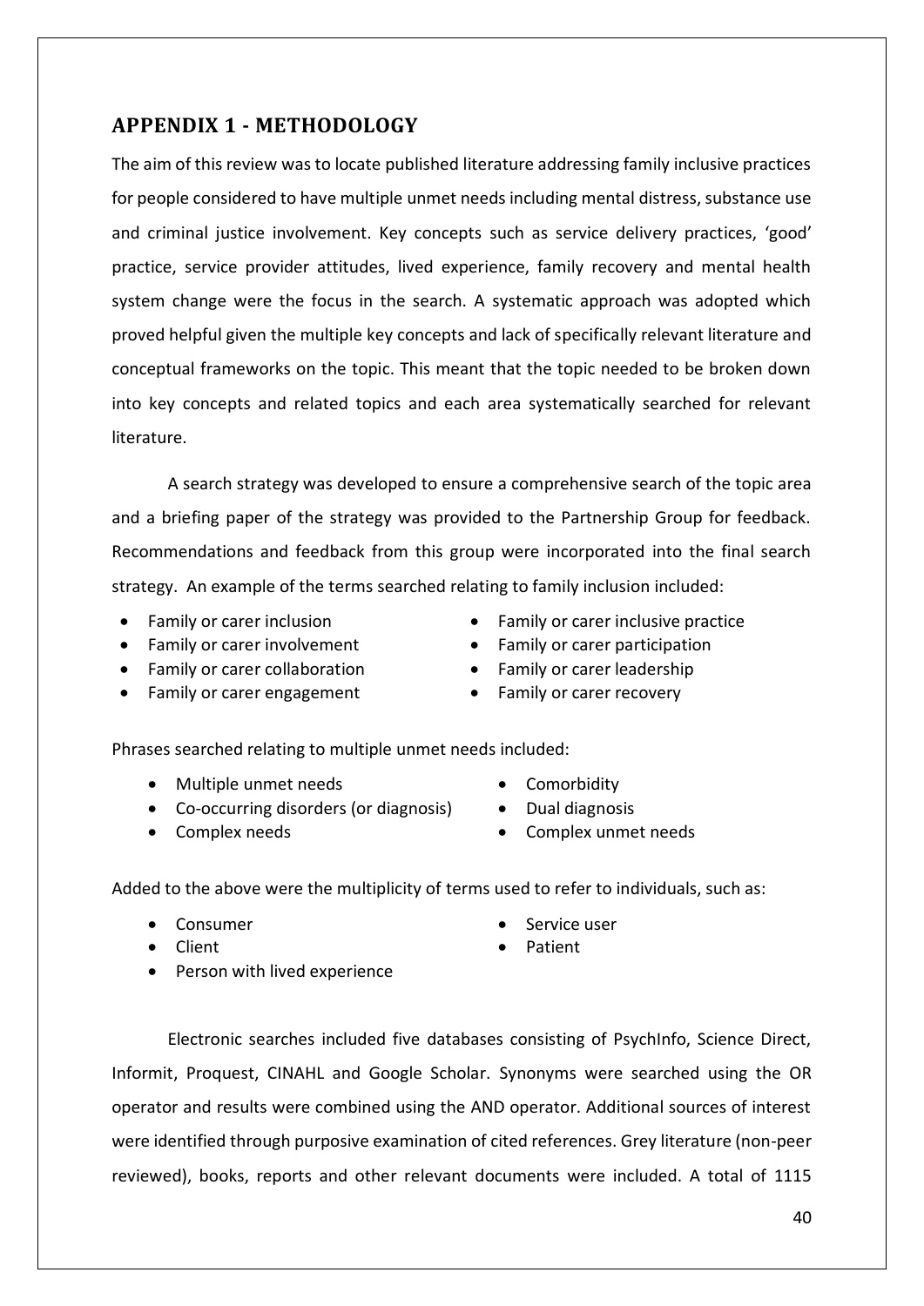## APPENDIX 1 - METHODOLOGY

The aim of this review was to locate published literature addressing family inclusive practices for people considered to have multiple unmet needs including mental distress, substance use and criminal justice involvement. Key concepts such as service delivery practices, 'good' practice, service provider attitudes, lived experience, family recovery and mental health system change were the focus in the search. A systematic approach was adopted which proved helpful given the multiple key concepts and lack of specifically relevant literature and conceptual frameworks on the topic. This meant that the topic needed to be broken down into key concepts and related topics and each area systematically searched for relevant literature.

A search strategy was developed to ensure a comprehensive search of the topic area and a briefing paper of the strategy was provided to the Partnership Group for feedback. Recommendations and feedback from this group were incorporated into the final search strategy. An example of the terms searched relating to family inclusion included:

- Family or carer inclusion
- Family or carer involvement
- Family or carer collaboration
- Family or carer engagement
- Family or carer inclusive practice
- Family or carer participation
- Family or carer leadership
- Family or carer recovery

Phrases searched relating to multiple unmet needs included:

- Multiple unmet needs
- Co-occurring disorders (or diagnosis)
- Complex needs
- Comorbidity
- Dual diagnosis
- Complex unmet needs

Added to the above were the multiplicity of terms used to refer to individuals, such as:

- Consumer
- Client
- Person with lived experience
- Service user
- Patient

Electronic searches included five databases consisting of PsychInfo, Science Direct, Informit, Proquest, CINAHL and Google Scholar. Synonyms were searched using the OR operator and results were combined using the AND operator. Additional sources of interest were identified through purposive examination of cited references. Grey literature (non-peer reviewed), books, reports and other relevant documents were included. A total of 1115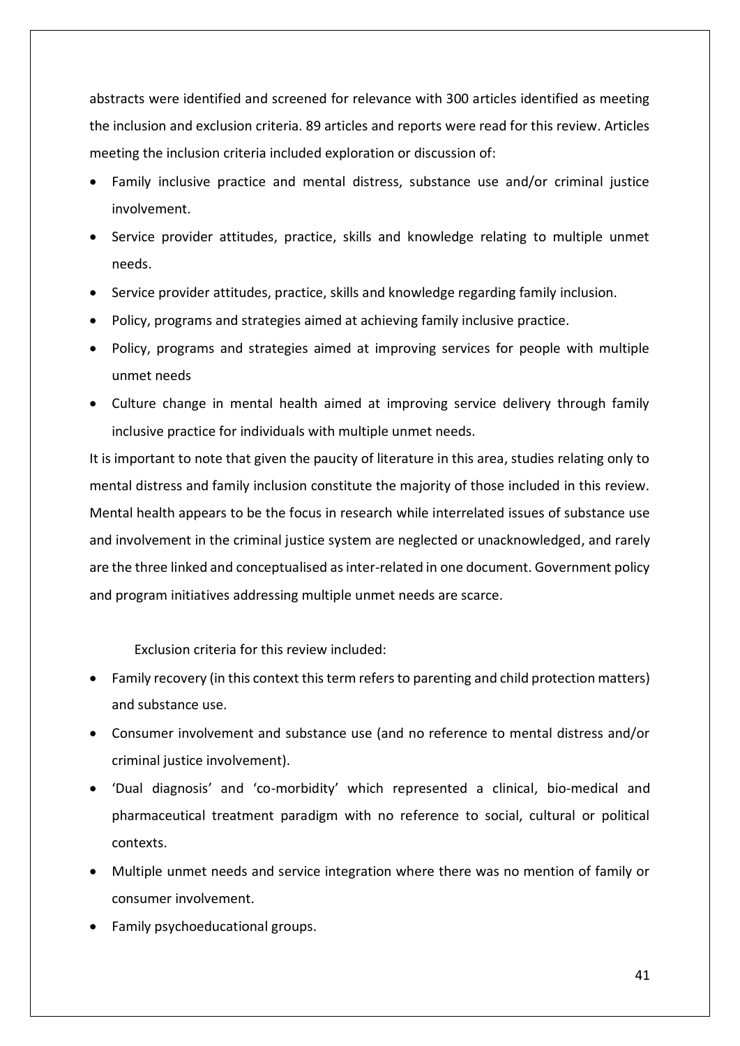abstracts were identified and screened for relevance with 300 articles identified as meeting the inclusion and exclusion criteria. 89 articles and reports were read for this review. Articles meeting the inclusion criteria included exploration or discussion of:

- Family inclusive practice and mental distress, substance use and/or criminal justice involvement.
- Service provider attitudes, practice, skills and knowledge relating to multiple unmet needs.
- Service provider attitudes, practice, skills and knowledge regarding family inclusion.
- Policy, programs and strategies aimed at achieving family inclusive practice.
- Policy, programs and strategies aimed at improving services for people with multiple unmet needs
- Culture change in mental health aimed at improving service delivery through family inclusive practice for individuals with multiple unmet needs.

It is important to note that given the paucity of literature in this area, studies relating only to mental distress and family inclusion constitute the majority of those included in this review. Mental health appears to be the focus in research while interrelated issues of substance use and involvement in the criminal justice system are neglected or unacknowledged, and rarely are the three linked and conceptualised as inter-related in one document. Government policy and program initiatives addressing multiple unmet needs are scarce.

Exclusion criteria for this review included:

- Family recovery (in this context this term refers to parenting and child protection matters) and substance use.
- Consumer involvement and substance use (and no reference to mental distress and/or criminal justice involvement).
- 'Dual diagnosis' and 'co-morbidity' which represented a clinical, bio-medical and pharmaceutical treatment paradigm with no reference to social, cultural or political contexts.
- Multiple unmet needs and service integration where there was no mention of family or consumer involvement.
- Family psychoeducational groups.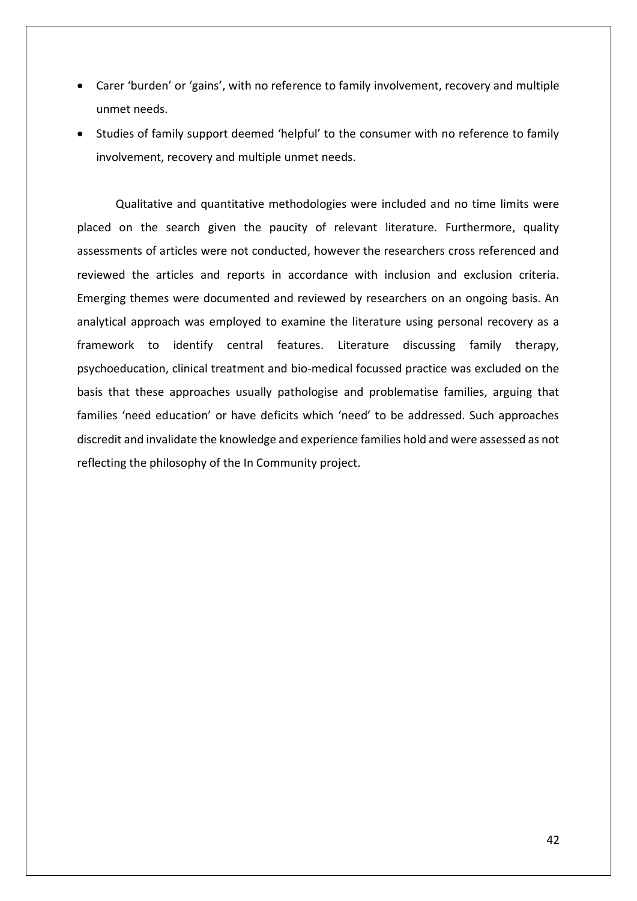- Carer 'burden' or 'gains', with no reference to family involvement, recovery and multiple unmet needs.
- Studies of family support deemed 'helpful' to the consumer with no reference to family involvement, recovery and multiple unmet needs.

Qualitative and quantitative methodologies were included and no time limits were placed on the search given the paucity of relevant literature. Furthermore, quality assessments of articles were not conducted, however the researchers cross referenced and reviewed the articles and reports in accordance with inclusion and exclusion criteria. Emerging themes were documented and reviewed by researchers on an ongoing basis. An analytical approach was employed to examine the literature using personal recovery as a framework to identify central features. Literature discussing family therapy, psychoeducation, clinical treatment and bio-medical focussed practice was excluded on the basis that these approaches usually pathologise and problematise families, arguing that families 'need education' or have deficits which 'need' to be addressed. Such approaches discredit and invalidate the knowledge and experience families hold and were assessed as not reflecting the philosophy of the In Community project.